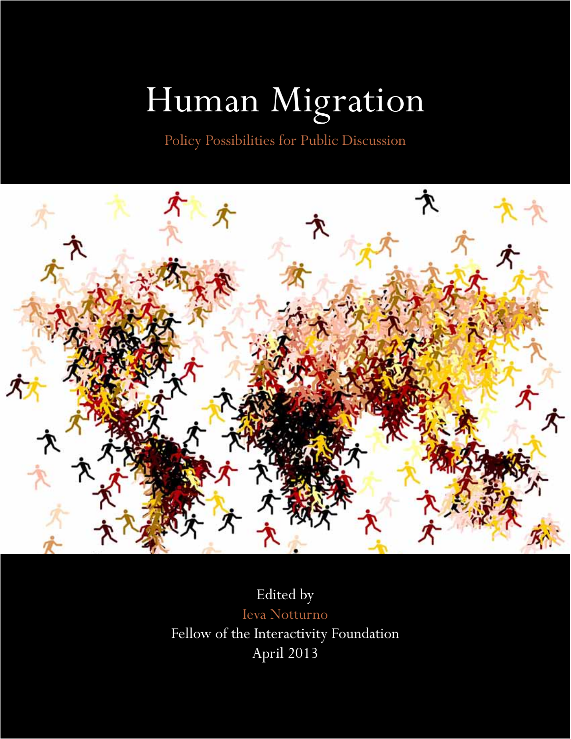# Human Migration

Policy Possibilities for Public Discussion

Edited by

Ieva Notturno

Fellow of the Interactivity Foundation

April 2013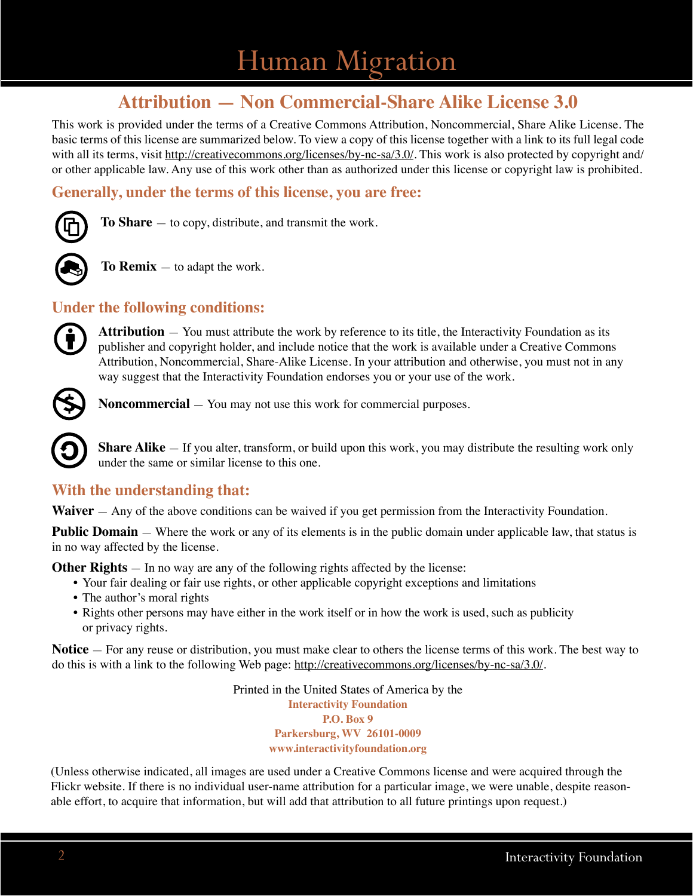## Attribution — Non Commercial-Share Alike License 3.0

This work is provided under the terms of a Creative Commons Attribution, Noncommercial, Share Alike License. The basic terms of this license are summarized below. To view a copy of this license together with a link to its full legal code with all its terms, visit http://creativecommons.org/licenses/by-nc-sa/3.0/. This work is also protected by copyright and/or other applicable law. Any use of this work other than as authorized under this license or copyright law is prohibited.

### Generally, under the terms of this license, you are free:

**To Share** — to copy, distribute, and transmit the work.

**To Remix** — to adapt the work.

### Under the following conditions:

**Attribution** — You must attribute the work by reference to its title, the Interactivity Foundation as its publisher and copyright holder, and include notice that the work is available under a Creative Commons Attribution, Noncommercial, Share-Alike License. In your attribution and otherwise, you must not in any way suggest that the Interactivity Foundation endorses you or your use of the work.

**Noncommercial** — You may not use this work for commercial purposes.

**Share Alike** — If you alter, transform, or build upon this work, you may distribute the resulting work only under the same or similar license to this one.

### With the understanding that:

**Waiver** — Any of the above conditions can be waived if you get permission from the Interactivity Foundation.

**Public Domain** — Where the work or any of its elements is in the public domain under applicable law, that status is in no way affected by the license.

**Other Rights** — In no way are any of the following rights affected by the license:

- Your fair dealing or fair use rights, or other applicable copyright exceptions and limitations
- The author's moral rights
- Rights other persons may have either in the work itself or in how the work is used, such as publicity or privacy rights.

**Notice** — For any reuse or distribution, you must make clear to others the license terms of this work. The best way to do this is with a link to the following Web page: http://creativecommons.org/licenses/by-nc-sa/3.0/.

Printed in the United States of America by the
**Interactivity Foundation**
**P.O. Box 9**
**Parkersburg, WV 26101-0009**
**www.interactivityfoundation.org**

(Unless otherwise indicated, all images are used under a Creative Commons license and were acquired through the Flickr website. If there is no individual user-name attribution for a particular image, we were unable, despite reasonable effort, to acquire that information, but will add that attribution to all future printings upon request.)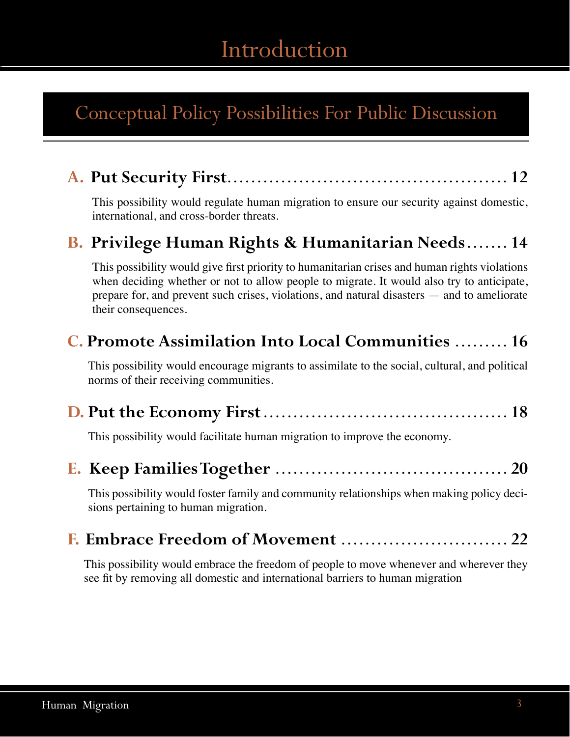# Introduction

## Conceptual Policy Possibilities For Public Discussion

**A. Put Security First.............................................. 12**

This possibility would regulate human migration to ensure our security against domestic, international, and cross-border threats.

**B. Privilege Human Rights & Humanitarian Needs....... 14**

This possibility would give first priority to humanitarian crises and human rights violations when deciding whether or not to allow people to migrate. It would also try to anticipate, prepare for, and prevent such crises, violations, and natural disasters — and to ameliorate their consequences.

**C. Promote Assimilation Into Local Communities ......... 16**

This possibility would encourage migrants to assimilate to the social, cultural, and political norms of their receiving communities.

**D. Put the Economy First........................................ 18**

This possibility would facilitate human migration to improve the economy.

**E. Keep Families Together ...................................... 20**

This possibility would foster family and community relationships when making policy decisions pertaining to human migration.

**F. Embrace Freedom of Movement ............................ 22**

This possibility would embrace the freedom of people to move whenever and wherever they see fit by removing all domestic and international barriers to human migration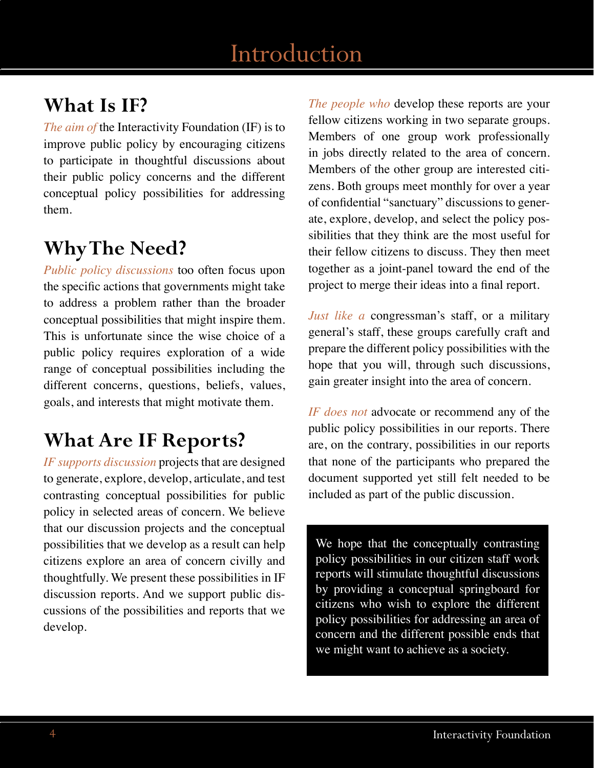# Introduction

## What Is IF?

*The aim of* the Interactivity Foundation (IF) is to improve public policy by encouraging citizens to participate in thoughtful discussions about their public policy concerns and the different conceptual policy possibilities for addressing them.

## Why The Need?

*Public policy discussions* too often focus upon the specific actions that governments might take to address a problem rather than the broader conceptual possibilities that might inspire them. This is unfortunate since the wise choice of a public policy requires exploration of a wide range of conceptual possibilities including the different concerns, questions, beliefs, values, goals, and interests that might motivate them.

## What Are IF Reports?

*IF supports discussion* projects that are designed to generate, explore, develop, articulate, and test contrasting conceptual possibilities for public policy in selected areas of concern. We believe that our discussion projects and the conceptual possibilities that we develop as a result can help citizens explore an area of concern civilly and thoughtfully. We present these possibilities in IF discussion reports. And we support public discussions of the possibilities and reports that we develop.

*The people who* develop these reports are your fellow citizens working in two separate groups. Members of one group work professionally in jobs directly related to the area of concern. Members of the other group are interested citizens. Both groups meet monthly for over a year of confidential "sanctuary" discussions to generate, explore, develop, and select the policy possibilities that they think are the most useful for their fellow citizens to discuss. They then meet together as a joint-panel toward the end of the project to merge their ideas into a final report.

*Just like a* congressman's staff, or a military general's staff, these groups carefully craft and prepare the different policy possibilities with the hope that you will, through such discussions, gain greater insight into the area of concern.

*IF does not* advocate or recommend any of the public policy possibilities in our reports. There are, on the contrary, possibilities in our reports that none of the participants who prepared the document supported yet still felt needed to be included as part of the public discussion.

We hope that the conceptually contrasting policy possibilities in our citizen staff work reports will stimulate thoughtful discussions by providing a conceptual springboard for citizens who wish to explore the different policy possibilities for addressing an area of concern and the different possible ends that we might want to achieve as a society.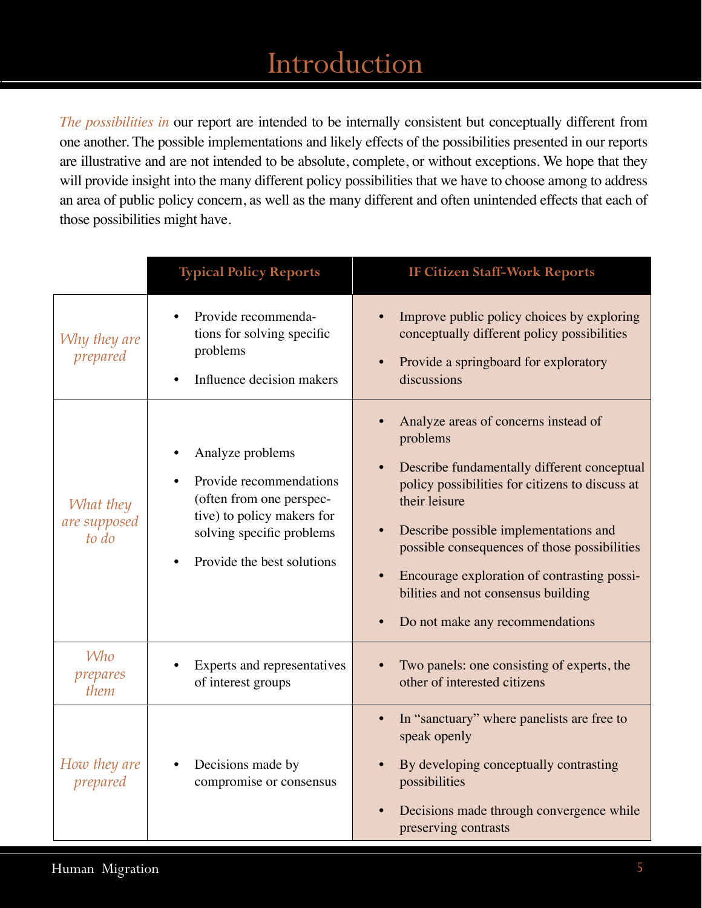# Introduction

*The possibilities in* our report are intended to be internally consistent but conceptually different from one another. The possible implementations and likely effects of the possibilities presented in our reports are illustrative and are not intended to be absolute, complete, or without exceptions. We hope that they will provide insight into the many different policy possibilities that we have to choose among to address an area of public policy concern, as well as the many different and often unintended effects that each of those possibilities might have.

| | Typical Policy Reports | IF Citizen Staff-Work Reports |
|---|---|---|
| *Why they are prepared* | • Provide recommendations for solving specific problems<br>• Influence decision makers | • Improve public policy choices by exploring conceptually different policy possibilities<br>• Provide a springboard for exploratory discussions |
| *What they are supposed to do* | • Analyze problems<br>• Provide recommendations (often from one perspective) to policy makers for solving specific problems<br>• Provide the best solutions | • Analyze areas of concerns instead of problems<br>• Describe fundamentally different conceptual policy possibilities for citizens to discuss at their leisure<br>• Describe possible implementations and possible consequences of those possibilities<br>• Encourage exploration of contrasting possibilities and not consensus building<br>• Do not make any recommendations |
| *Who prepares them* | • Experts and representatives of interest groups | • Two panels: one consisting of experts, the other of interested citizens |
| *How they are prepared* | • Decisions made by compromise or consensus | • In "sanctuary" where panelists are free to speak openly<br>• By developing conceptually contrasting possibilities<br>• Decisions made through convergence while preserving contrasts |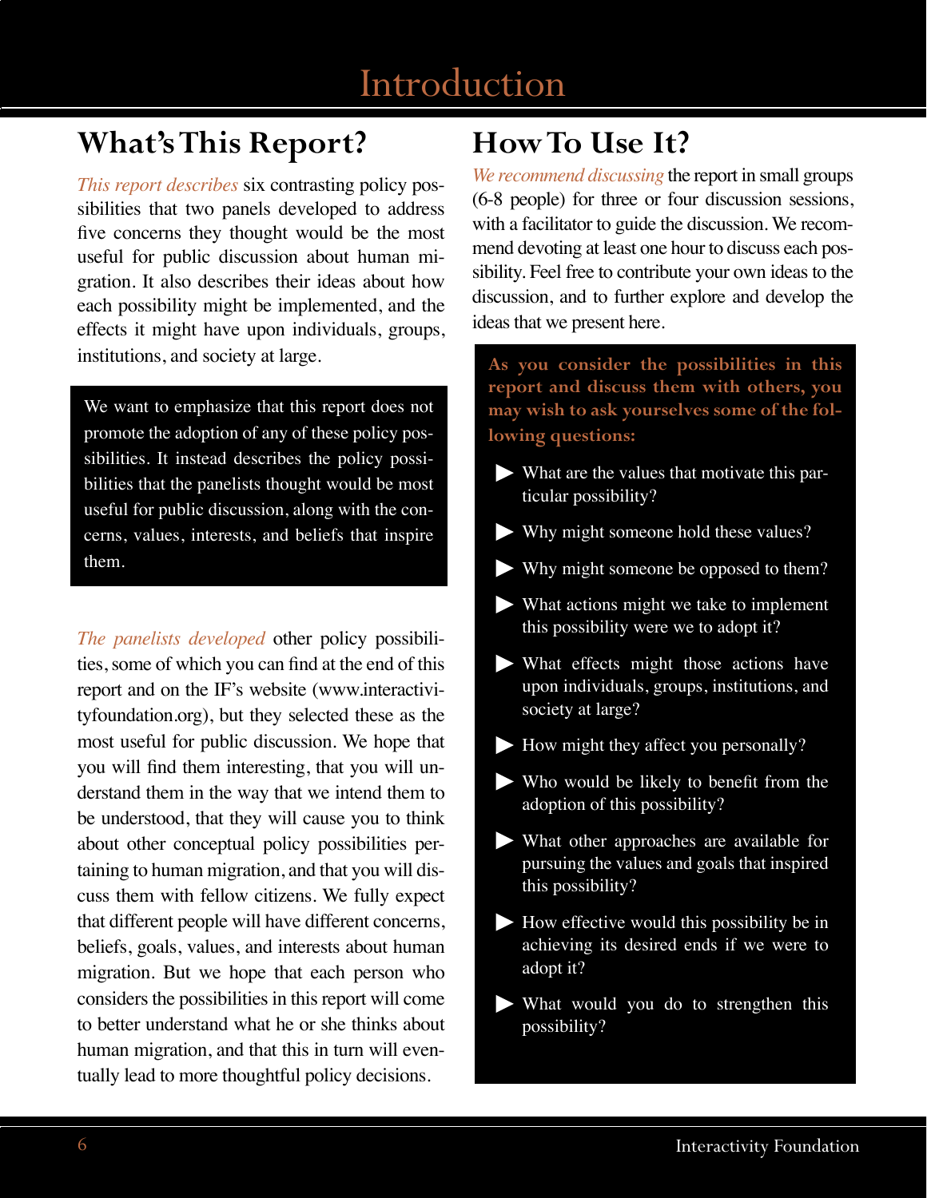# Introduction

## What's This Report?

*This report describes* six contrasting policy possibilities that two panels developed to address five concerns they thought would be the most useful for public discussion about human migration. It also describes their ideas about how each possibility might be implemented, and the effects it might have upon individuals, groups, institutions, and society at large.

We want to emphasize that this report does not promote the adoption of any of these policy possibilities. It instead describes the policy possibilities that the panelists thought would be most useful for public discussion, along with the concerns, values, interests, and beliefs that inspire them.

*The panelists developed* other policy possibilities, some of which you can find at the end of this report and on the IF's website (www.interactivityfoundation.org), but they selected these as the most useful for public discussion. We hope that you will find them interesting, that you will understand them in the way that we intend them to be understood, that they will cause you to think about other conceptual policy possibilities pertaining to human migration, and that you will discuss them with fellow citizens. We fully expect that different people will have different concerns, beliefs, goals, values, and interests about human migration. But we hope that each person who considers the possibilities in this report will come to better understand what he or she thinks about human migration, and that this in turn will eventually lead to more thoughtful policy decisions.

## How To Use It?

*We recommend discussing* the report in small groups (6-8 people) for three or four discussion sessions, with a facilitator to guide the discussion. We recommend devoting at least one hour to discuss each possibility. Feel free to contribute your own ideas to the discussion, and to further explore and develop the ideas that we present here.

**As you consider the possibilities in this report and discuss them with others, you may wish to ask yourselves some of the following questions:**

- What are the values that motivate this particular possibility?
- Why might someone hold these values?
- Why might someone be opposed to them?
- What actions might we take to implement this possibility were we to adopt it?
- What effects might those actions have upon individuals, groups, institutions, and society at large?
- How might they affect you personally?
- Who would be likely to benefit from the adoption of this possibility?
- What other approaches are available for pursuing the values and goals that inspired this possibility?
- How effective would this possibility be in achieving its desired ends if we were to adopt it?
- What would you do to strengthen this possibility?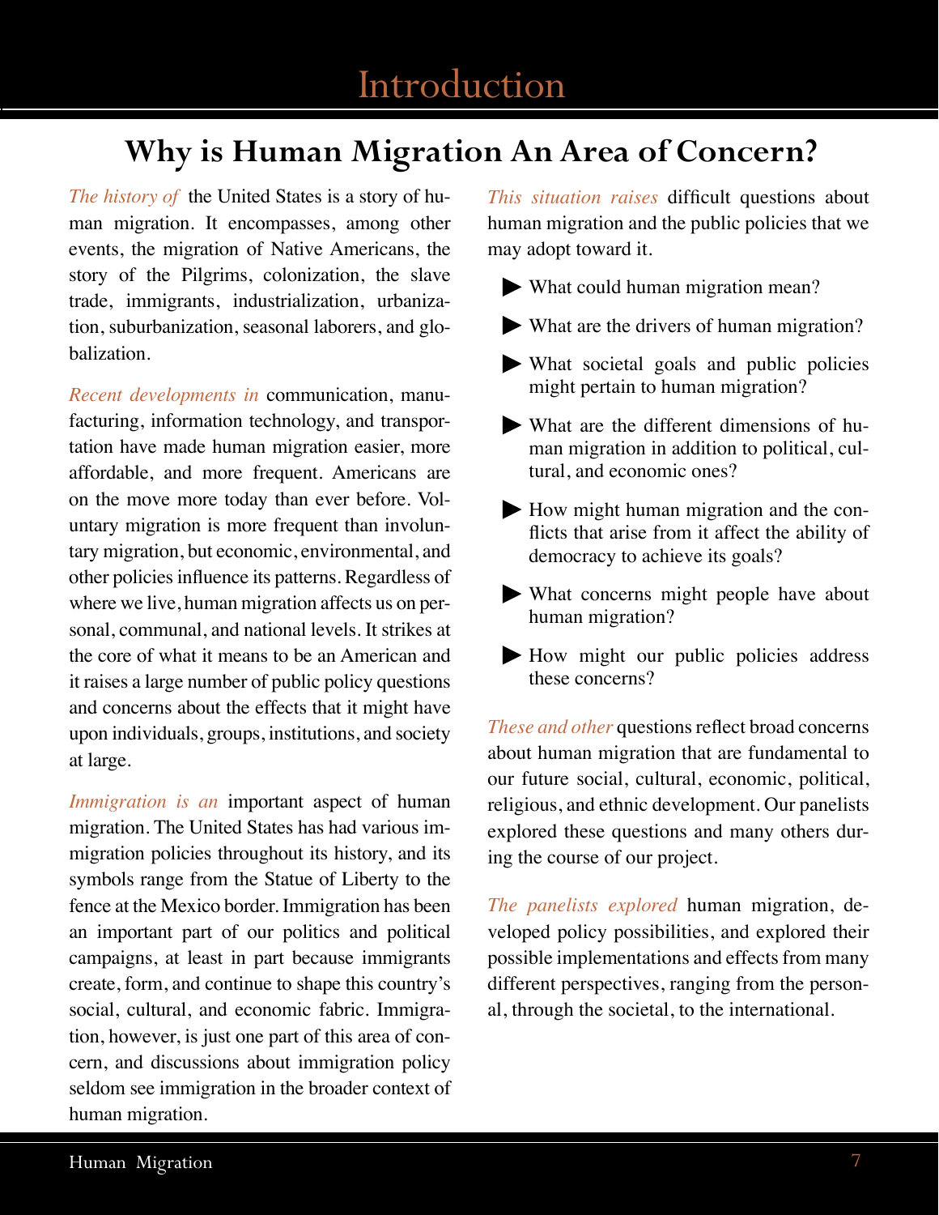# Introduction

## Why is Human Migration An Area of Concern?

*The history of* the United States is a story of human migration. It encompasses, among other events, the migration of Native Americans, the story of the Pilgrims, colonization, the slave trade, immigrants, industrialization, urbanization, suburbanization, seasonal laborers, and globalization.

*Recent developments in* communication, manufacturing, information technology, and transportation have made human migration easier, more affordable, and more frequent. Americans are on the move more today than ever before. Voluntary migration is more frequent than involuntary migration, but economic, environmental, and other policies influence its patterns. Regardless of where we live, human migration affects us on personal, communal, and national levels. It strikes at the core of what it means to be an American and it raises a large number of public policy questions and concerns about the effects that it might have upon individuals, groups, institutions, and society at large.

*Immigration is an* important aspect of human migration. The United States has had various immigration policies throughout its history, and its symbols range from the Statue of Liberty to the fence at the Mexico border. Immigration has been an important part of our politics and political campaigns, at least in part because immigrants create, form, and continue to shape this country's social, cultural, and economic fabric. Immigration, however, is just one part of this area of concern, and discussions about immigration policy seldom see immigration in the broader context of human migration.

*This situation raises* difficult questions about human migration and the public policies that we may adopt toward it.

- What could human migration mean?
- What are the drivers of human migration?
- What societal goals and public policies might pertain to human migration?
- What are the different dimensions of human migration in addition to political, cultural, and economic ones?
- How might human migration and the conflicts that arise from it affect the ability of democracy to achieve its goals?
- What concerns might people have about human migration?
- How might our public policies address these concerns?

*These and other* questions reflect broad concerns about human migration that are fundamental to our future social, cultural, economic, political, religious, and ethnic development. Our panelists explored these questions and many others during the course of our project.

*The panelists explored* human migration, developed policy possibilities, and explored their possible implementations and effects from many different perspectives, ranging from the personal, through the societal, to the international.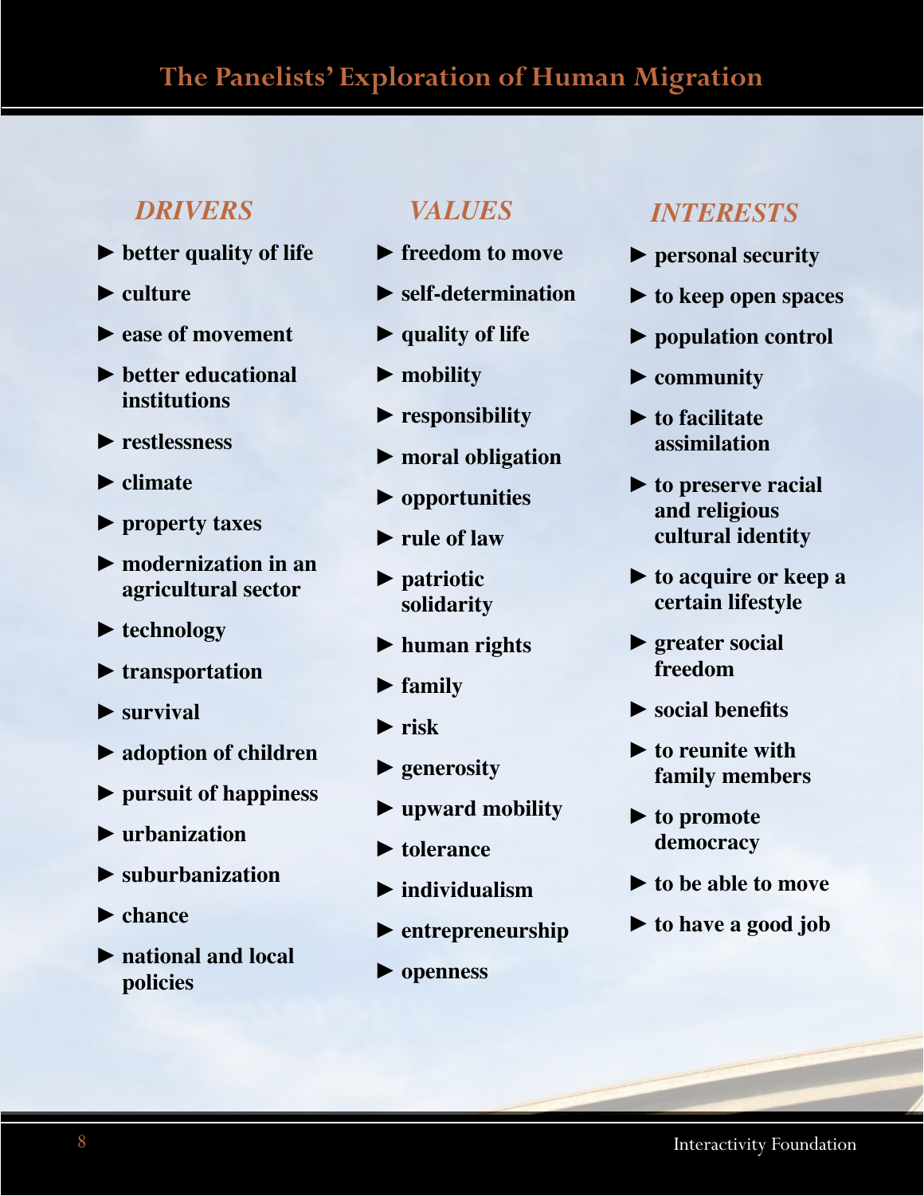# The Panelists' Exploration of Human Migration

## *DRIVERS*

- better quality of life
- culture
- ease of movement
- better educational institutions
- restlessness
- climate
- property taxes
- modernization in an agricultural sector
- technology
- transportation
- survival
- adoption of children
- pursuit of happiness
- urbanization
- suburbanization
- chance
- national and local policies

## *VALUES*

- freedom to move
- self-determination
- quality of life
- mobility
- responsibility
- moral obligation
- opportunities
- rule of law
- patriotic solidarity
- human rights
- family
- risk
- generosity
- upward mobility
- tolerance
- individualism
- entrepreneurship
- openness

## *INTERESTS*

- personal security
- to keep open spaces
- population control
- community
- to facilitate assimilation
- to preserve racial and religious cultural identity
- to acquire or keep a certain lifestyle
- greater social freedom
- social benefits
- to reunite with family members
- to promote democracy
- to be able to move
- to have a good job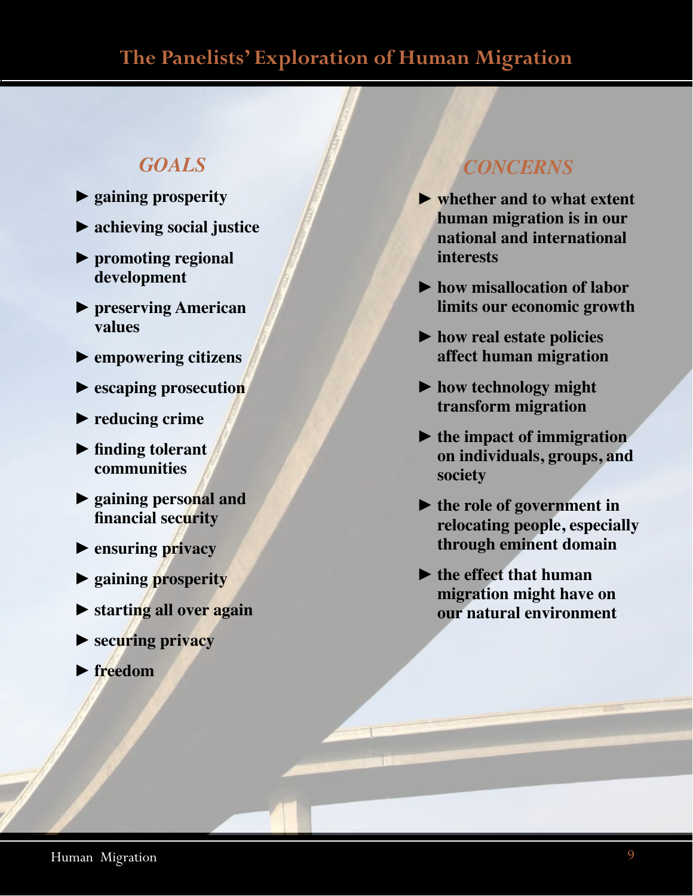# The Panelists' Exploration of Human Migration

## *GOALS*

- ► **gaining prosperity**
- ► **achieving social justice**
- ► **promoting regional development**
- ► **preserving American values**
- ► **empowering citizens**
- ► **escaping prosecution**
- ► **reducing crime**
- ► **finding tolerant communities**
- ► **gaining personal and financial security**
- ► **ensuring privacy**
- ► **gaining prosperity**
- ► **starting all over again**
- ► **securing privacy**
- ► **freedom**

## *CONCERNS*

- ► **whether and to what extent human migration is in our national and international interests**
- ► **how misallocation of labor limits our economic growth**
- ► **how real estate policies affect human migration**
- ► **how technology might transform migration**
- ► **the impact of immigration on individuals, groups, and society**
- ► **the role of government in relocating people, especially through eminent domain**
- ► **the effect that human migration might have on our natural environment**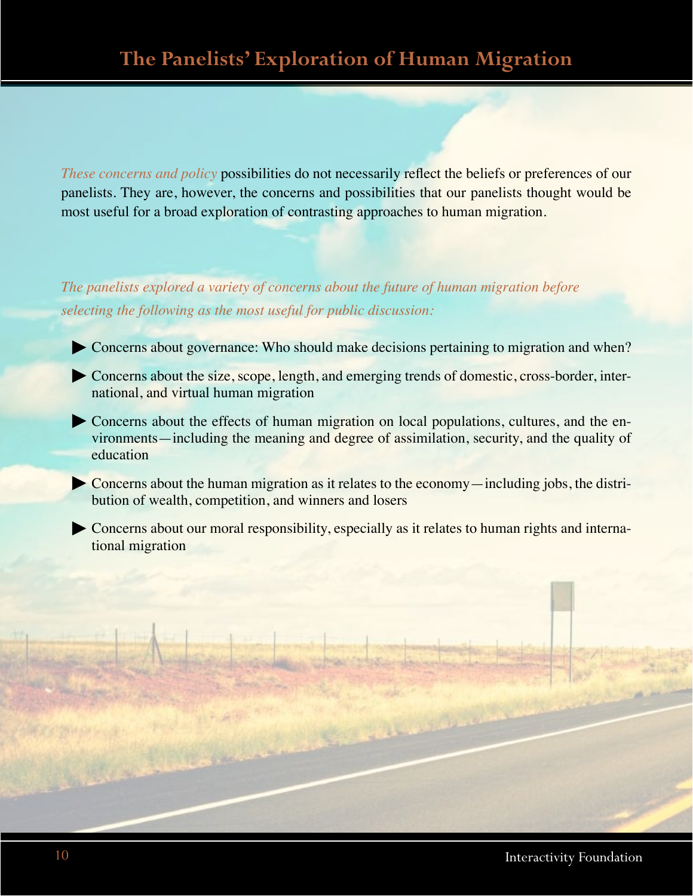# The Panelists' Exploration of Human Migration

*These concerns and policy* possibilities do not necessarily reflect the beliefs or preferences of our panelists. They are, however, the concerns and possibilities that our panelists thought would be most useful for a broad exploration of contrasting approaches to human migration.

*The panelists explored a variety of concerns about the future of human migration before selecting the following as the most useful for public discussion:*

- Concerns about governance: Who should make decisions pertaining to migration and when?
- Concerns about the size, scope, length, and emerging trends of domestic, cross-border, international, and virtual human migration
- Concerns about the effects of human migration on local populations, cultures, and the environments—including the meaning and degree of assimilation, security, and the quality of education
- Concerns about the human migration as it relates to the economy—including jobs, the distribution of wealth, competition, and winners and losers
- Concerns about our moral responsibility, especially as it relates to human rights and international migration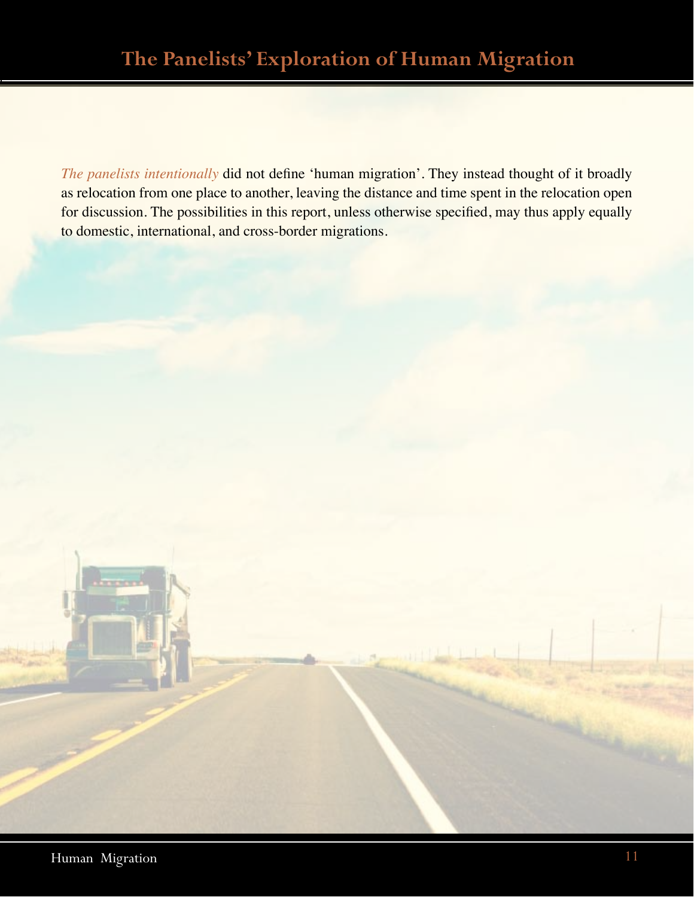# The Panelists' Exploration of Human Migration

*The panelists intentionally* did not define 'human migration'. They instead thought of it broadly as relocation from one place to another, leaving the distance and time spent in the relocation open for discussion. The possibilities in this report, unless otherwise specified, may thus apply equally to domestic, international, and cross-border migrations.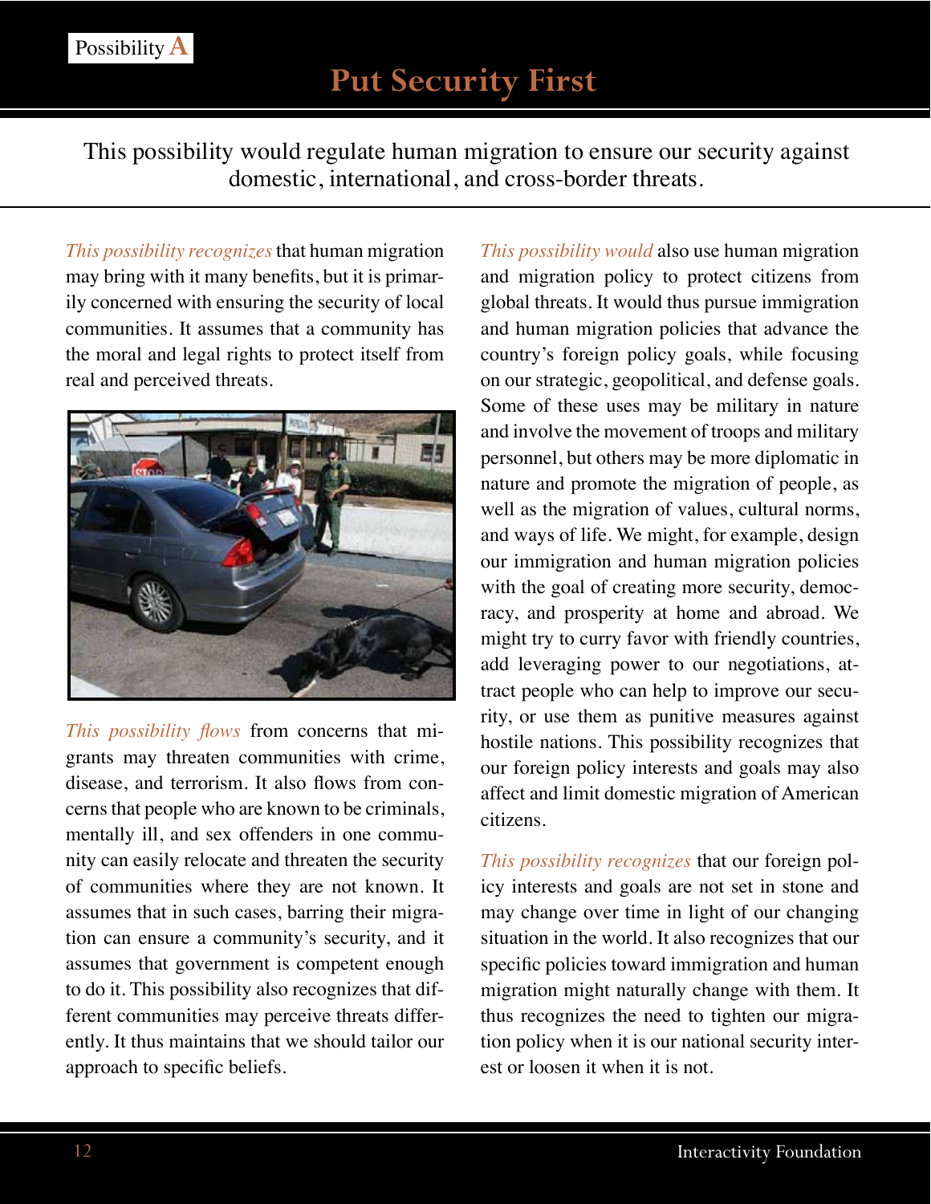Possibility **A**

# Put Security First

This possibility would regulate human migration to ensure our security against domestic, international, and cross-border threats.

*This possibility recognizes* that human migration may bring with it many benefits, but it is primarily concerned with ensuring the security of local communities. It assumes that a community has the moral and legal rights to protect itself from real and perceived threats.

*This possibility flows* from concerns that migrants may threaten communities with crime, disease, and terrorism. It also flows from concerns that people who are known to be criminals, mentally ill, and sex offenders in one community can easily relocate and threaten the security of communities where they are not known. It assumes that in such cases, barring their migration can ensure a community's security, and it assumes that government is competent enough to do it. This possibility also recognizes that different communities may perceive threats differently. It thus maintains that we should tailor our approach to specific beliefs.

*This possibility would* also use human migration and migration policy to protect citizens from global threats. It would thus pursue immigration and human migration policies that advance the country's foreign policy goals, while focusing on our strategic, geopolitical, and defense goals. Some of these uses may be military in nature and involve the movement of troops and military personnel, but others may be more diplomatic in nature and promote the migration of people, as well as the migration of values, cultural norms, and ways of life. We might, for example, design our immigration and human migration policies with the goal of creating more security, democracy, and prosperity at home and abroad. We might try to curry favor with friendly countries, add leveraging power to our negotiations, attract people who can help to improve our security, or use them as punitive measures against hostile nations. This possibility recognizes that our foreign policy interests and goals may also affect and limit domestic migration of American citizens.

*This possibility recognizes* that our foreign policy interests and goals are not set in stone and may change over time in light of our changing situation in the world. It also recognizes that our specific policies toward immigration and human migration might naturally change with them. It thus recognizes the need to tighten our migration policy when it is our national security interest or loosen it when it is not.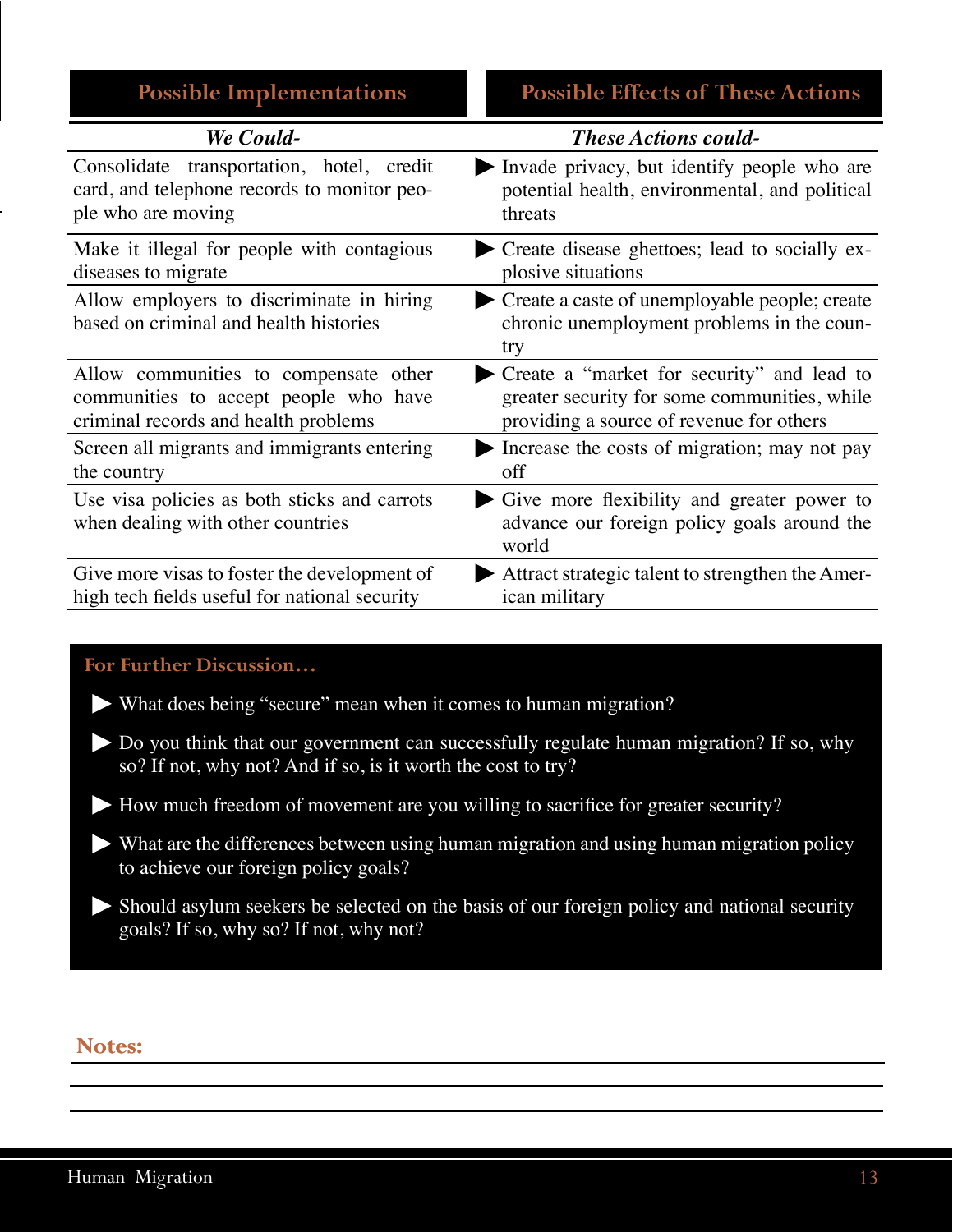| Possible Implementations | Possible Effects of These Actions |
|---|---|
| ***We Could-*** | ***These Actions could-*** |
| Consolidate transportation, hotel, credit card, and telephone records to monitor people who are moving | ▶ Invade privacy, but identify people who are potential health, environmental, and political threats |
| Make it illegal for people with contagious diseases to migrate | ▶ Create disease ghettoes; lead to socially explosive situations |
| Allow employers to discriminate in hiring based on criminal and health histories | ▶ Create a caste of unemployable people; create chronic unemployment problems in the country |
| Allow communities to compensate other communities to accept people who have criminal records and health problems | ▶ Create a "market for security" and lead to greater security for some communities, while providing a source of revenue for others |
| Screen all migrants and immigrants entering the country | ▶ Increase the costs of migration; may not pay off |
| Use visa policies as both sticks and carrots when dealing with other countries | ▶ Give more flexibility and greater power to advance our foreign policy goals around the world |
| Give more visas to foster the development of high tech fields useful for national security | ▶ Attract strategic talent to strengthen the American military |

### For Further Discussion…

- What does being "secure" mean when it comes to human migration?
- Do you think that our government can successfully regulate human migration? If so, why so? If not, why not? And if so, is it worth the cost to try?
- How much freedom of movement are you willing to sacrifice for greater security?
- What are the differences between using human migration and using human migration policy to achieve our foreign policy goals?
- Should asylum seekers be selected on the basis of our foreign policy and national security goals? If so, why so? If not, why not?

**Notes:**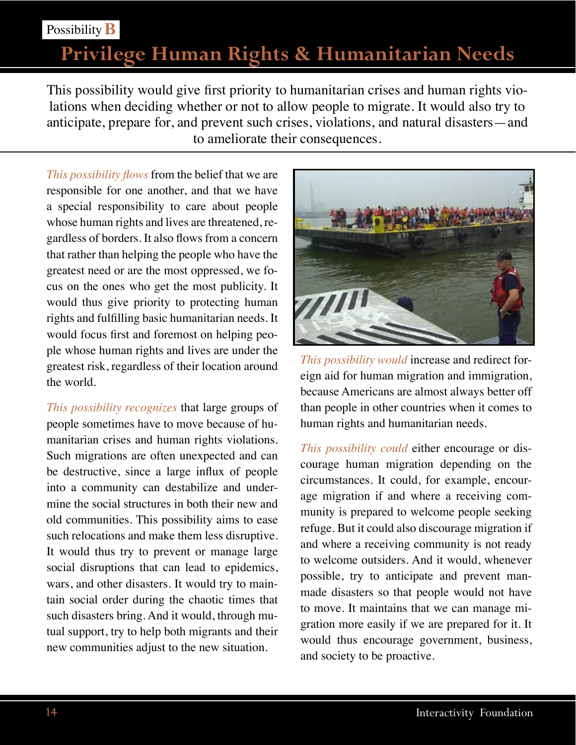Possibility **B**

# Privilege Human Rights & Humanitarian Needs

This possibility would give first priority to humanitarian crises and human rights violations when deciding whether or not to allow people to migrate. It would also try to anticipate, prepare for, and prevent such crises, violations, and natural disasters—and to ameliorate their consequences.

*This possibility flows* from the belief that we are responsible for one another, and that we have a special responsibility to care about people whose human rights and lives are threatened, regardless of borders. It also flows from a concern that rather than helping the people who have the greatest need or are the most oppressed, we focus on the ones who get the most publicity. It would thus give priority to protecting human rights and fulfilling basic humanitarian needs. It would focus first and foremost on helping people whose human rights and lives are under the greatest risk, regardless of their location around the world.

*This possibility recognizes* that large groups of people sometimes have to move because of humanitarian crises and human rights violations. Such migrations are often unexpected and can be destructive, since a large influx of people into a community can destabilize and undermine the social structures in both their new and old communities. This possibility aims to ease such relocations and make them less disruptive. It would thus try to prevent or manage large social disruptions that can lead to epidemics, wars, and other disasters. It would try to maintain social order during the chaotic times that such disasters bring. And it would, through mutual support, try to help both migrants and their new communities adjust to the new situation.

*This possibility would* increase and redirect foreign aid for human migration and immigration, because Americans are almost always better off than people in other countries when it comes to human rights and humanitarian needs.

*This possibility could* either encourage or discourage human migration depending on the circumstances. It could, for example, encourage migration if and where a receiving community is prepared to welcome people seeking refuge. But it could also discourage migration if and where a receiving community is not ready to welcome outsiders. And it would, whenever possible, try to anticipate and prevent man-made disasters so that people would not have to move. It maintains that we can manage migration more easily if we are prepared for it. It would thus encourage government, business, and society to be proactive.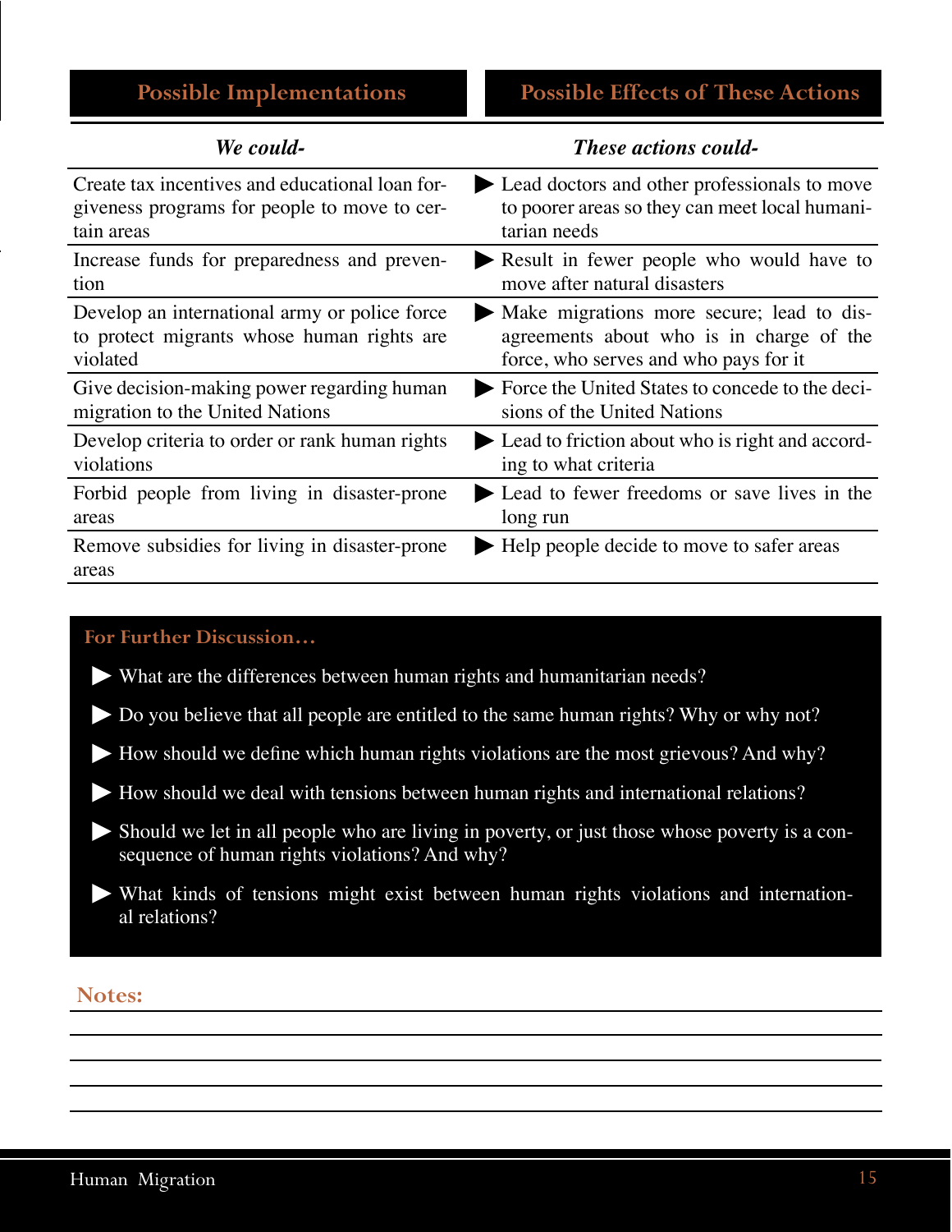| Possible Implementations | Possible Effects of These Actions |
|---|---|
| ***We could-*** | ***These actions could-*** |
| Create tax incentives and educational loan forgiveness programs for people to move to certain areas | ▶ Lead doctors and other professionals to move to poorer areas so they can meet local humanitarian needs |
| Increase funds for preparedness and prevention | ▶ Result in fewer people who would have to move after natural disasters |
| Develop an international army or police force to protect migrants whose human rights are violated | ▶ Make migrations more secure; lead to disagreements about who is in charge of the force, who serves and who pays for it |
| Give decision-making power regarding human migration to the United Nations | ▶ Force the United States to concede to the decisions of the United Nations |
| Develop criteria to order or rank human rights violations | ▶ Lead to friction about who is right and according to what criteria |
| Forbid people from living in disaster-prone areas | ▶ Lead to fewer freedoms or save lives in the long run |
| Remove subsidies for living in disaster-prone areas | ▶ Help people decide to move to safer areas |

### For Further Discussion…

- What are the differences between human rights and humanitarian needs?
- Do you believe that all people are entitled to the same human rights? Why or why not?
- How should we define which human rights violations are the most grievous? And why?
- How should we deal with tensions between human rights and international relations?
- Should we let in all people who are living in poverty, or just those whose poverty is a consequence of human rights violations? And why?
- What kinds of tensions might exist between human rights violations and international relations?

### Notes: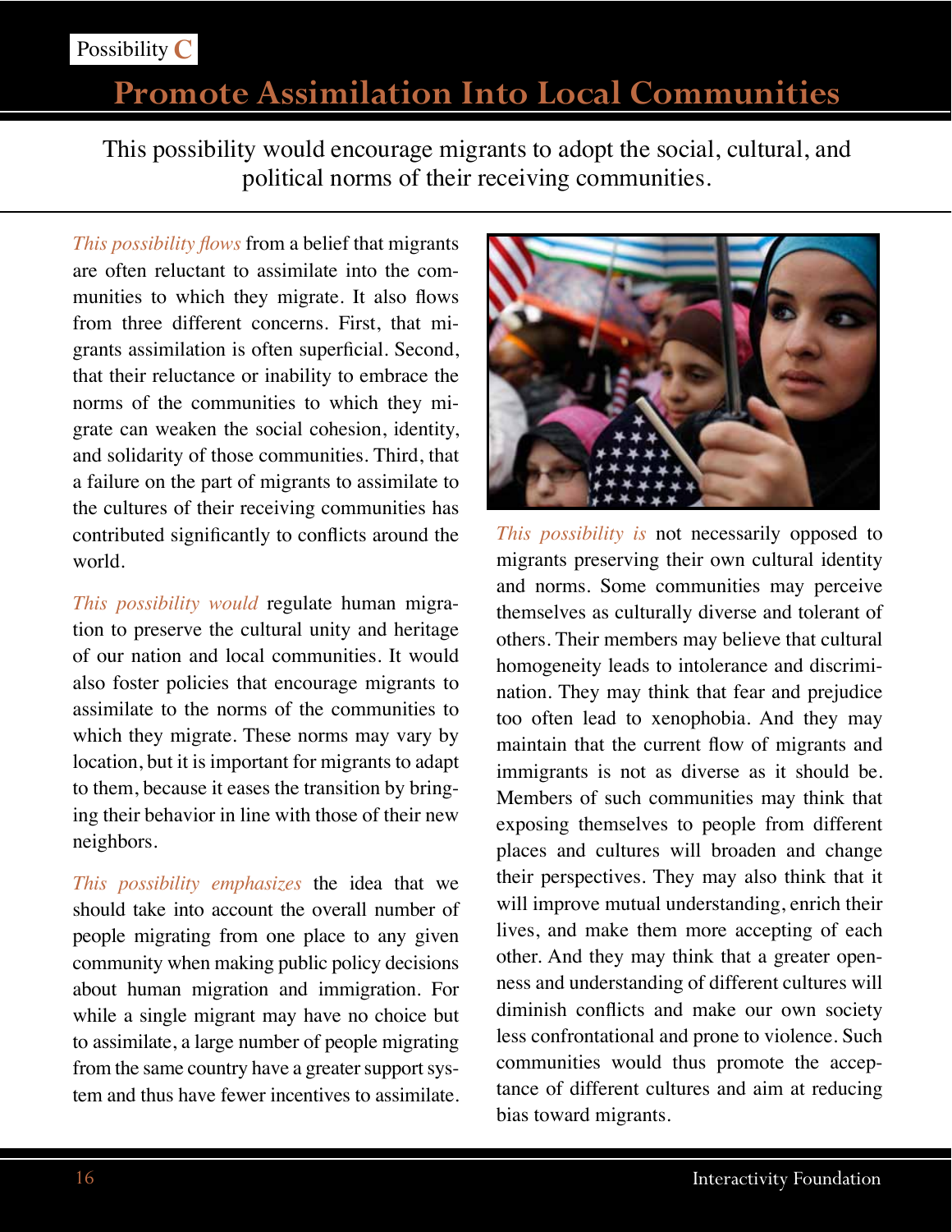Possibility **C**

# Promote Assimilation Into Local Communities

This possibility would encourage migrants to adopt the social, cultural, and political norms of their receiving communities.

*This possibility flows* from a belief that migrants are often reluctant to assimilate into the communities to which they migrate. It also flows from three different concerns. First, that migrants assimilation is often superficial. Second, that their reluctance or inability to embrace the norms of the communities to which they migrate can weaken the social cohesion, identity, and solidarity of those communities. Third, that a failure on the part of migrants to assimilate to the cultures of their receiving communities has contributed significantly to conflicts around the world.

*This possibility would* regulate human migration to preserve the cultural unity and heritage of our nation and local communities. It would also foster policies that encourage migrants to assimilate to the norms of the communities to which they migrate. These norms may vary by location, but it is important for migrants to adapt to them, because it eases the transition by bringing their behavior in line with those of their new neighbors.

*This possibility emphasizes* the idea that we should take into account the overall number of people migrating from one place to any given community when making public policy decisions about human migration and immigration. For while a single migrant may have no choice but to assimilate, a large number of people migrating from the same country have a greater support system and thus have fewer incentives to assimilate.

*This possibility is* not necessarily opposed to migrants preserving their own cultural identity and norms. Some communities may perceive themselves as culturally diverse and tolerant of others. Their members may believe that cultural homogeneity leads to intolerance and discrimination. They may think that fear and prejudice too often lead to xenophobia. And they may maintain that the current flow of migrants and immigrants is not as diverse as it should be. Members of such communities may think that exposing themselves to people from different places and cultures will broaden and change their perspectives. They may also think that it will improve mutual understanding, enrich their lives, and make them more accepting of each other. And they may think that a greater openness and understanding of different cultures will diminish conflicts and make our own society less confrontational and prone to violence. Such communities would thus promote the acceptance of different cultures and aim at reducing bias toward migrants.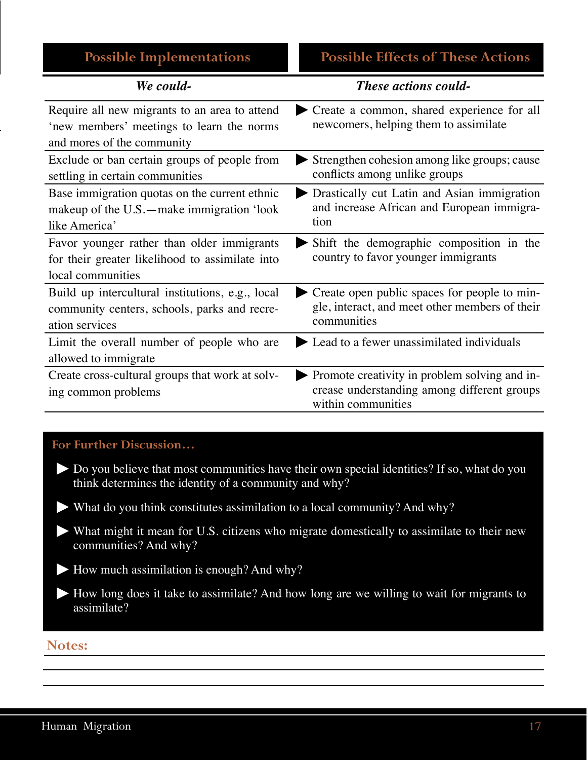| Possible Implementations | Possible Effects of These Actions |
|---|---|
| ***We could-*** | ***These actions could-*** |
| Require all new migrants to an area to attend 'new members' meetings to learn the norms and mores of the community | ▶ Create a common, shared experience for all newcomers, helping them to assimilate |
| Exclude or ban certain groups of people from settling in certain communities | ▶ Strengthen cohesion among like groups; cause conflicts among unlike groups |
| Base immigration quotas on the current ethnic makeup of the U.S.—make immigration 'look like America' | ▶ Drastically cut Latin and Asian immigration and increase African and European immigration |
| Favor younger rather than older immigrants for their greater likelihood to assimilate into local communities | ▶ Shift the demographic composition in the country to favor younger immigrants |
| Build up intercultural institutions, e.g., local community centers, schools, parks and recreation services | ▶ Create open public spaces for people to mingle, interact, and meet other members of their communities |
| Limit the overall number of people who are allowed to immigrate | ▶ Lead to a fewer unassimilated individuals |
| Create cross-cultural groups that work at solving common problems | ▶ Promote creativity in problem solving and increase understanding among different groups within communities |

### For Further Discussion…

- Do you believe that most communities have their own special identities? If so, what do you think determines the identity of a community and why?
- What do you think constitutes assimilation to a local community? And why?
- What might it mean for U.S. citizens who migrate domestically to assimilate to their new communities? And why?
- How much assimilation is enough? And why?
- How long does it take to assimilate? And how long are we willing to wait for migrants to assimilate?

### Notes: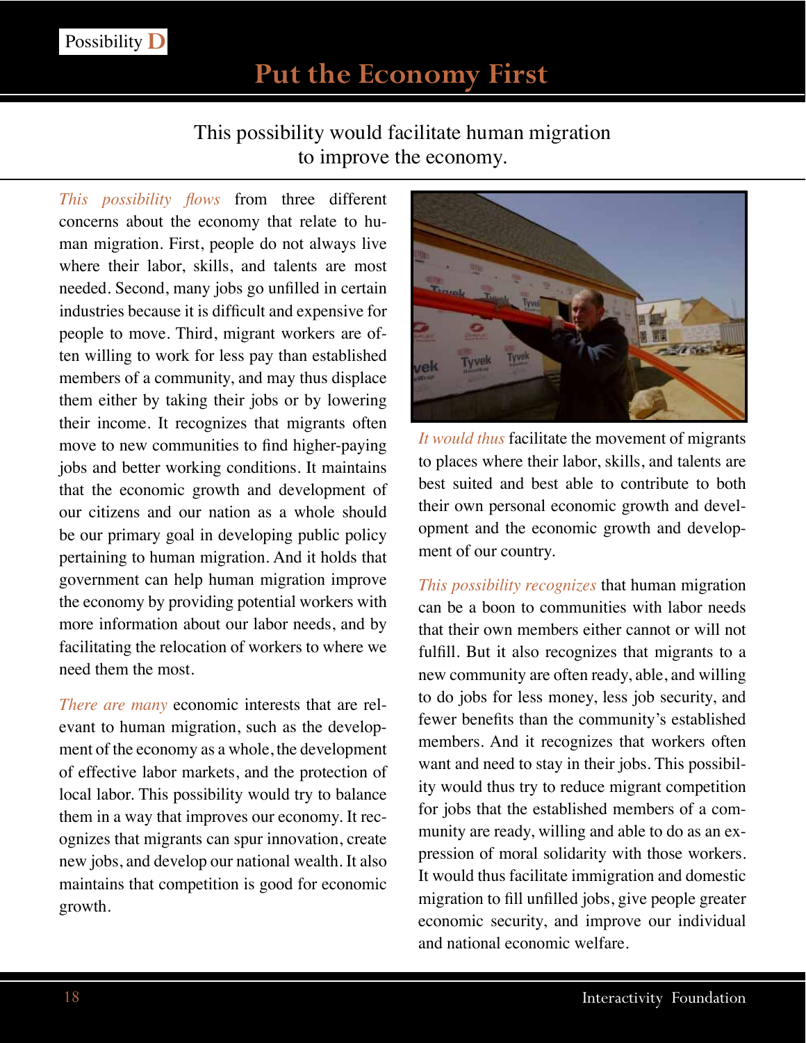Possibility D

# Put the Economy First

This possibility would facilitate human migration to improve the economy.

*This possibility flows* from three different concerns about the economy that relate to human migration. First, people do not always live where their labor, skills, and talents are most needed. Second, many jobs go unfilled in certain industries because it is difficult and expensive for people to move. Third, migrant workers are often willing to work for less pay than established members of a community, and may thus displace them either by taking their jobs or by lowering their income. It recognizes that migrants often move to new communities to find higher-paying jobs and better working conditions. It maintains that the economic growth and development of our citizens and our nation as a whole should be our primary goal in developing public policy pertaining to human migration. And it holds that government can help human migration improve the economy by providing potential workers with more information about our labor needs, and by facilitating the relocation of workers to where we need them the most.

*There are many* economic interests that are relevant to human migration, such as the development of the economy as a whole, the development of effective labor markets, and the protection of local labor. This possibility would try to balance them in a way that improves our economy. It recognizes that migrants can spur innovation, create new jobs, and develop our national wealth. It also maintains that competition is good for economic growth.

*It would thus* facilitate the movement of migrants to places where their labor, skills, and talents are best suited and best able to contribute to both their own personal economic growth and development and the economic growth and development of our country.

*This possibility recognizes* that human migration can be a boon to communities with labor needs that their own members either cannot or will not fulfill. But it also recognizes that migrants to a new community are often ready, able, and willing to do jobs for less money, less job security, and fewer benefits than the community's established members. And it recognizes that workers often want and need to stay in their jobs. This possibility would thus try to reduce migrant competition for jobs that the established members of a community are ready, willing and able to do as an expression of moral solidarity with those workers. It would thus facilitate immigration and domestic migration to fill unfilled jobs, give people greater economic security, and improve our individual and national economic welfare.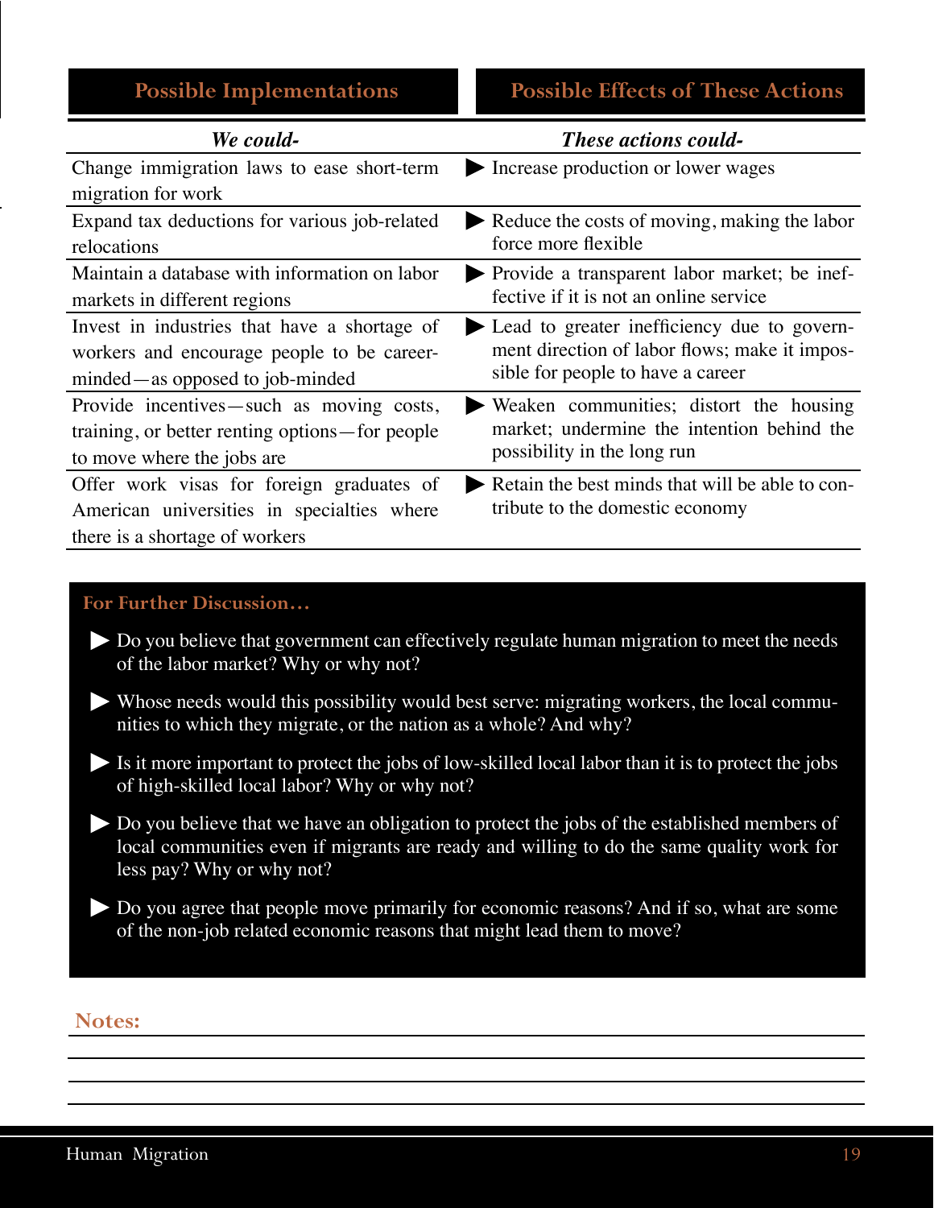| Possible Implementations | Possible Effects of These Actions |
|---|---|
| ***We could-*** | ***These actions could-*** |
| Change immigration laws to ease short-term migration for work | ▶ Increase production or lower wages |
| Expand tax deductions for various job-related relocations | ▶ Reduce the costs of moving, making the labor force more flexible |
| Maintain a database with information on labor markets in different regions | ▶ Provide a transparent labor market; be ineffective if it is not an online service |
| Invest in industries that have a shortage of workers and encourage people to be career-minded—as opposed to job-minded | ▶ Lead to greater inefficiency due to government direction of labor flows; make it impossible for people to have a career |
| Provide incentives—such as moving costs, training, or better renting options—for people to move where the jobs are | ▶ Weaken communities; distort the housing market; undermine the intention behind the possibility in the long run |
| Offer work visas for foreign graduates of American universities in specialties where there is a shortage of workers | ▶ Retain the best minds that will be able to contribute to the domestic economy |

### For Further Discussion…

- ▶ Do you believe that government can effectively regulate human migration to meet the needs of the labor market? Why or why not?
- ▶ Whose needs would this possibility would best serve: migrating workers, the local communities to which they migrate, or the nation as a whole? And why?
- ▶ Is it more important to protect the jobs of low-skilled local labor than it is to protect the jobs of high-skilled local labor? Why or why not?
- ▶ Do you believe that we have an obligation to protect the jobs of the established members of local communities even if migrants are ready and willing to do the same quality work for less pay? Why or why not?
- ▶ Do you agree that people move primarily for economic reasons? And if so, what are some of the non-job related economic reasons that might lead them to move?

**Notes:**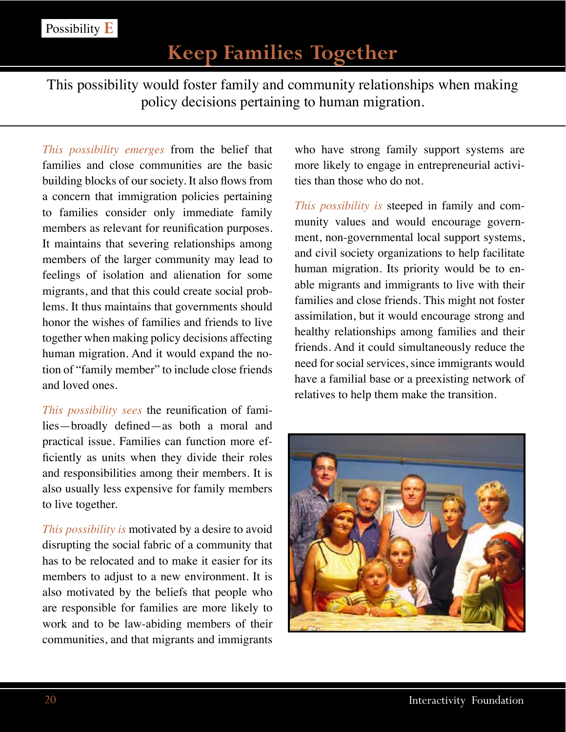Possibility **E**

# Keep Families Together

This possibility would foster family and community relationships when making policy decisions pertaining to human migration.

*This possibility emerges* from the belief that families and close communities are the basic building blocks of our society. It also flows from a concern that immigration policies pertaining to families consider only immediate family members as relevant for reunification purposes. It maintains that severing relationships among members of the larger community may lead to feelings of isolation and alienation for some migrants, and that this could create social problems. It thus maintains that governments should honor the wishes of families and friends to live together when making policy decisions affecting human migration. And it would expand the notion of "family member" to include close friends and loved ones.

*This possibility sees* the reunification of families—broadly defined—as both a moral and practical issue. Families can function more efficiently as units when they divide their roles and responsibilities among their members. It is also usually less expensive for family members to live together.

*This possibility is* motivated by a desire to avoid disrupting the social fabric of a community that has to be relocated and to make it easier for its members to adjust to a new environment. It is also motivated by the beliefs that people who are responsible for families are more likely to work and to be law-abiding members of their communities, and that migrants and immigrants who have strong family support systems are more likely to engage in entrepreneurial activities than those who do not.

*This possibility is* steeped in family and community values and would encourage government, non-governmental local support systems, and civil society organizations to help facilitate human migration. Its priority would be to enable migrants and immigrants to live with their families and close friends. This might not foster assimilation, but it would encourage strong and healthy relationships among families and their friends. And it could simultaneously reduce the need for social services, since immigrants would have a familial base or a preexisting network of relatives to help them make the transition.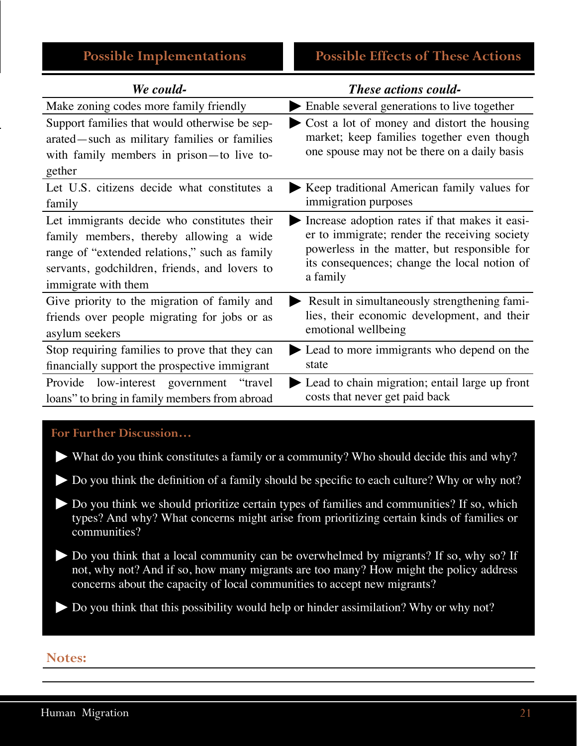| Possible Implementations | Possible Effects of These Actions |
|---|---|
| ***We could-*** | ***These actions could-*** |
| Make zoning codes more family friendly | ▶ Enable several generations to live together |
| Support families that would otherwise be separated—such as military families or families with family members in prison—to live together | ▶ Cost a lot of money and distort the housing market; keep families together even though one spouse may not be there on a daily basis |
| Let U.S. citizens decide what constitutes a family | ▶ Keep traditional American family values for immigration purposes |
| Let immigrants decide who constitutes their family members, thereby allowing a wide range of "extended relations," such as family servants, godchildren, friends, and lovers to immigrate with them | ▶ Increase adoption rates if that makes it easier to immigrate; render the receiving society powerless in the matter, but responsible for its consequences; change the local notion of a family |
| Give priority to the migration of family and friends over people migrating for jobs or as asylum seekers | ▶ Result in simultaneously strengthening families, their economic development, and their emotional wellbeing |
| Stop requiring families to prove that they can financially support the prospective immigrant | ▶ Lead to more immigrants who depend on the state |
| Provide low-interest government "travel loans" to bring in family members from abroad | ▶ Lead to chain migration; entail large up front costs that never get paid back |

**For Further Discussion…**

- ▶ What do you think constitutes a family or a community? Who should decide this and why?
- ▶ Do you think the definition of a family should be specific to each culture? Why or why not?
- ▶ Do you think we should prioritize certain types of families and communities? If so, which types? And why? What concerns might arise from prioritizing certain kinds of families or communities?
- ▶ Do you think that a local community can be overwhelmed by migrants? If so, why so? If not, why not? And if so, how many migrants are too many? How might the policy address concerns about the capacity of local communities to accept new migrants?
- ▶ Do you think that this possibility would help or hinder assimilation? Why or why not?

**Notes:**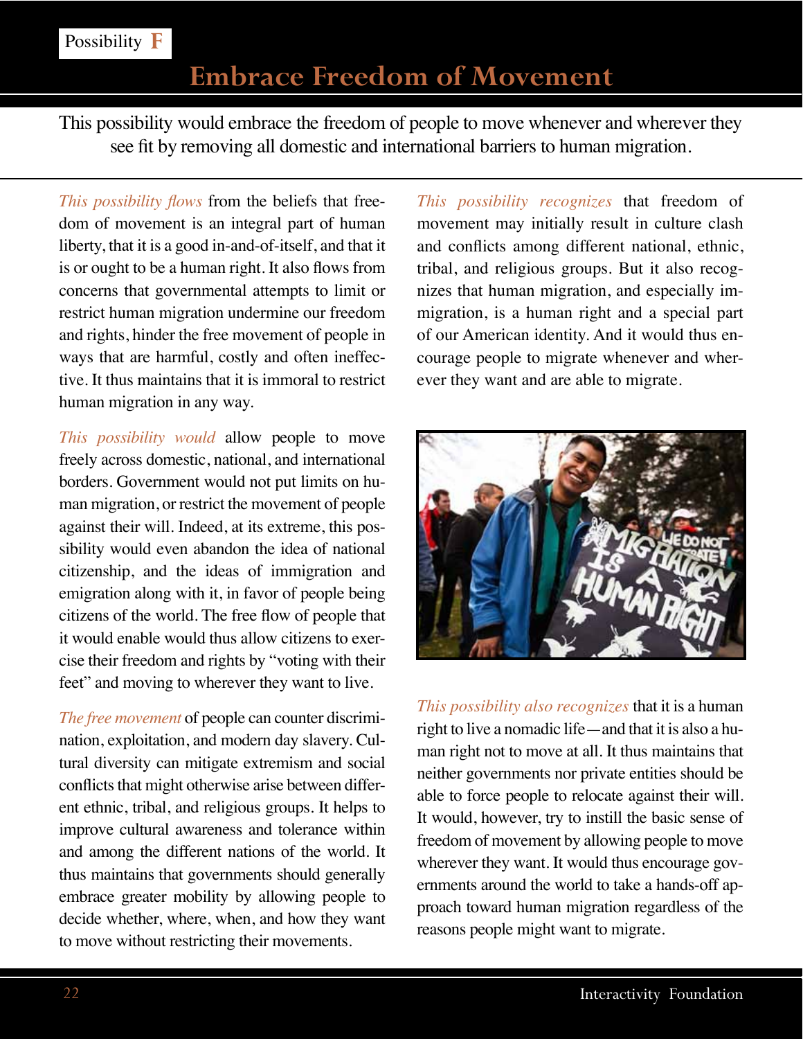Possibility **F**

# Embrace Freedom of Movement

This possibility would embrace the freedom of people to move whenever and wherever they see fit by removing all domestic and international barriers to human migration.

*This possibility flows* from the beliefs that freedom of movement is an integral part of human liberty, that it is a good in-and-of-itself, and that it is or ought to be a human right. It also flows from concerns that governmental attempts to limit or restrict human migration undermine our freedom and rights, hinder the free movement of people in ways that are harmful, costly and often ineffective. It thus maintains that it is immoral to restrict human migration in any way.

*This possibility would* allow people to move freely across domestic, national, and international borders. Government would not put limits on human migration, or restrict the movement of people against their will. Indeed, at its extreme, this possibility would even abandon the idea of national citizenship, and the ideas of immigration and emigration along with it, in favor of people being citizens of the world. The free flow of people that it would enable would thus allow citizens to exercise their freedom and rights by "voting with their feet" and moving to wherever they want to live.

*The free movement* of people can counter discrimination, exploitation, and modern day slavery. Cultural diversity can mitigate extremism and social conflicts that might otherwise arise between different ethnic, tribal, and religious groups. It helps to improve cultural awareness and tolerance within and among the different nations of the world. It thus maintains that governments should generally embrace greater mobility by allowing people to decide whether, where, when, and how they want to move without restricting their movements.

*This possibility recognizes* that freedom of movement may initially result in culture clash and conflicts among different national, ethnic, tribal, and religious groups. But it also recognizes that human migration, and especially immigration, is a human right and a special part of our American identity. And it would thus encourage people to migrate whenever and wherever they want and are able to migrate.

*This possibility also recognizes* that it is a human right to live a nomadic life—and that it is also a human right not to move at all. It thus maintains that neither governments nor private entities should be able to force people to relocate against their will. It would, however, try to instill the basic sense of freedom of movement by allowing people to move wherever they want. It would thus encourage governments around the world to take a hands-off approach toward human migration regardless of the reasons people might want to migrate.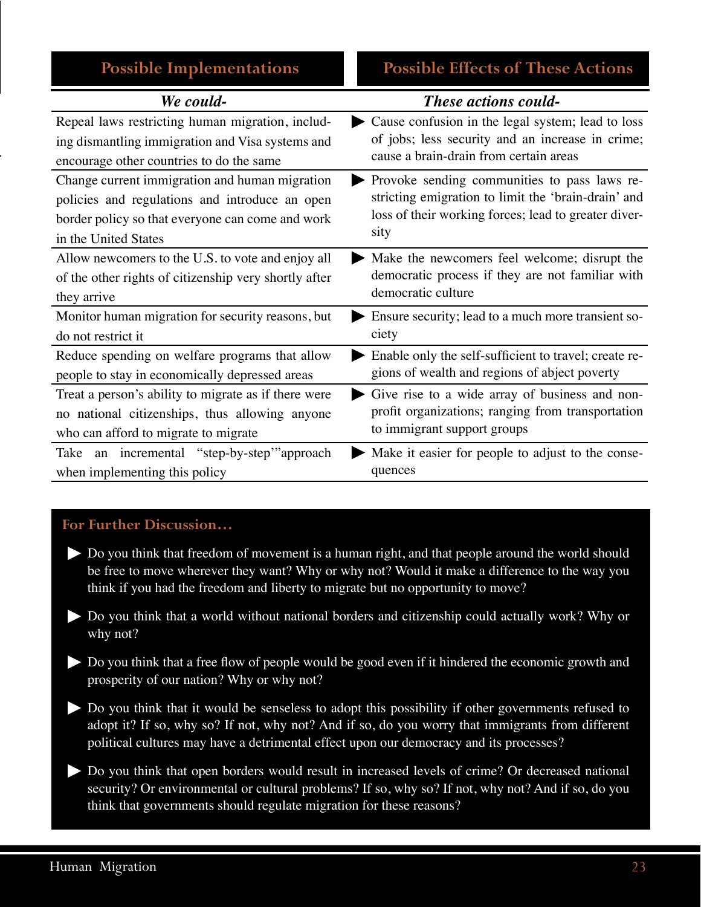| Possible Implementations | Possible Effects of These Actions |
|---|---|
| ***We could-*** | ***These actions could-*** |
| Repeal laws restricting human migration, including dismantling immigration and Visa systems and encourage other countries to do the same | ▶ Cause confusion in the legal system; lead to loss of jobs; less security and an increase in crime; cause a brain-drain from certain areas |
| Change current immigration and human migration policies and regulations and introduce an open border policy so that everyone can come and work in the United States | ▶ Provoke sending communities to pass laws restricting emigration to limit the 'brain-drain' and loss of their working forces; lead to greater diversity |
| Allow newcomers to the U.S. to vote and enjoy all of the other rights of citizenship very shortly after they arrive | ▶ Make the newcomers feel welcome; disrupt the democratic process if they are not familiar with democratic culture |
| Monitor human migration for security reasons, but do not restrict it | ▶ Ensure security; lead to a much more transient society |
| Reduce spending on welfare programs that allow people to stay in economically depressed areas | ▶ Enable only the self-sufficient to travel; create regions of wealth and regions of abject poverty |
| Treat a person's ability to migrate as if there were no national citizenships, thus allowing anyone who can afford to migrate to migrate | ▶ Give rise to a wide array of business and non-profit organizations; ranging from transportation to immigrant support groups |
| Take an incremental "step-by-step'"approach when implementing this policy | ▶ Make it easier for people to adjust to the consequences |

## For Further Discussion...

- Do you think that freedom of movement is a human right, and that people around the world should be free to move wherever they want? Why or why not? Would it make a difference to the way you think if you had the freedom and liberty to migrate but no opportunity to move?
- Do you think that a world without national borders and citizenship could actually work? Why or why not?
- Do you think that a free flow of people would be good even if it hindered the economic growth and prosperity of our nation? Why or why not?
- Do you think that it would be senseless to adopt this possibility if other governments refused to adopt it? If so, why so? If not, why not? And if so, do you worry that immigrants from different political cultures may have a detrimental effect upon our democracy and its processes?
- Do you think that open borders would result in increased levels of crime? Or decreased national security? Or environmental or cultural problems? If so, why so? If not, why not? And if so, do you think that governments should regulate migration for these reasons?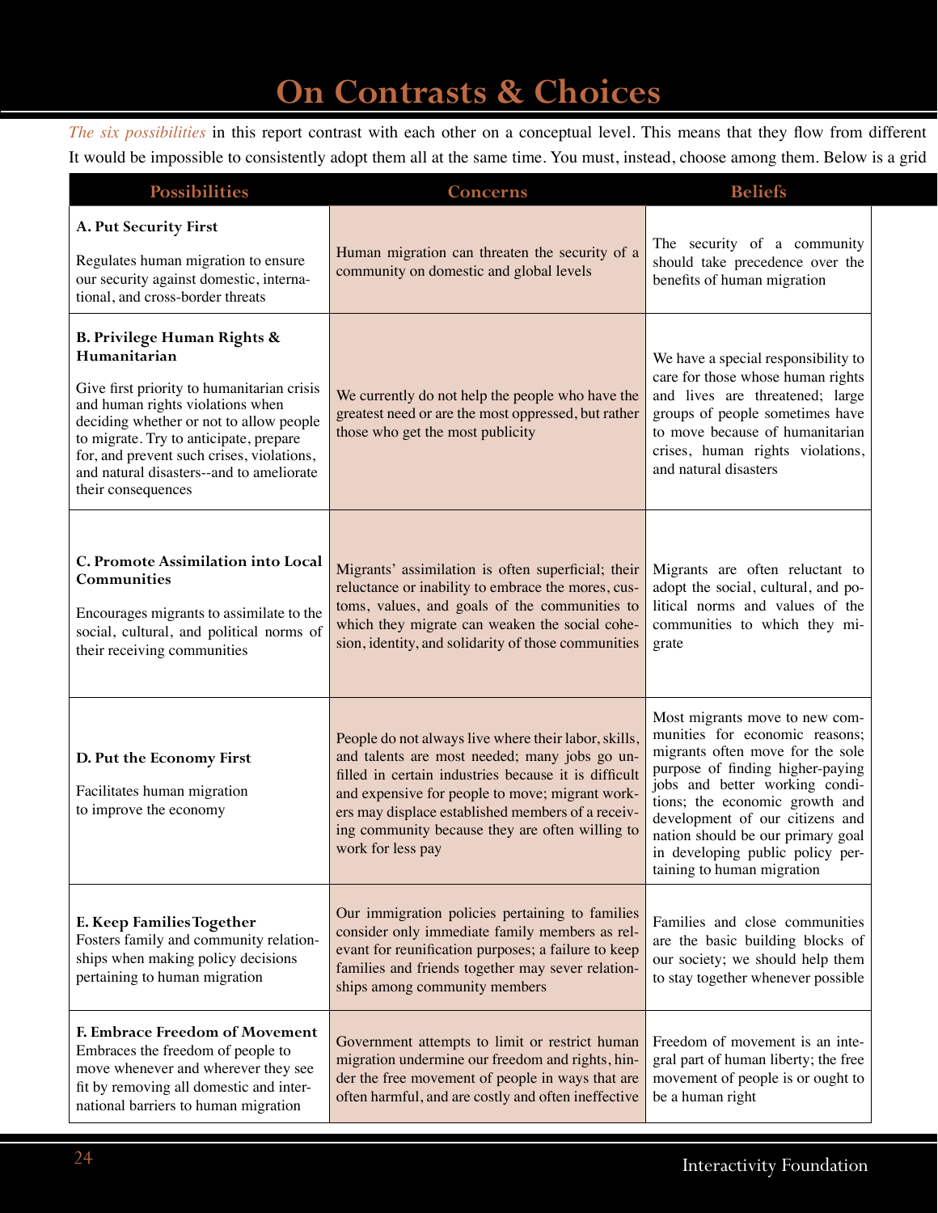# On Contrasts & Choices

*The six possibilities* in this report contrast with each other on a conceptual level. This means that they flow from different It would be impossible to consistently adopt them all at the same time. You must, instead, choose among them. Below is a grid

| Possibilities | Concerns | Beliefs |
|---|---|---|
| **A. Put Security First**<br><br>Regulates human migration to ensure our security against domestic, international, and cross-border threats | Human migration can threaten the security of a community on domestic and global levels | The security of a community should take precedence over the benefits of human migration |
| **B. Privilege Human Rights & Humanitarian**<br><br>Give first priority to humanitarian crisis and human rights violations when deciding whether or not to allow people to migrate. Try to anticipate, prepare for, and prevent such crises, violations, and natural disasters--and to ameliorate their consequences | We currently do not help the people who have the greatest need or are the most oppressed, but rather those who get the most publicity | We have a special responsibility to care for those whose human rights and lives are threatened; large groups of people sometimes have to move because of humanitarian crises, human rights violations, and natural disasters |
| **C. Promote Assimilation into Local Communities**<br><br>Encourages migrants to assimilate to the social, cultural, and political norms of their receiving communities | Migrants' assimilation is often superficial; their reluctance or inability to embrace the mores, customs, values, and goals of the communities to which they migrate can weaken the social cohesion, identity, and solidarity of those communities | Migrants are often reluctant to adopt the social, cultural, and political norms and values of the communities to which they migrate |
| **D. Put the Economy First**<br><br>Facilitates human migration to improve the economy | People do not always live where their labor, skills, and talents are most needed; many jobs go unfilled in certain industries because it is difficult and expensive for people to move; migrant workers may displace established members of a receiving community because they are often willing to work for less pay | Most migrants move to new communities for economic reasons; migrants often move for the sole purpose of finding higher-paying jobs and better working conditions; the economic growth and development of our citizens and nation should be our primary goal in developing public policy pertaining to human migration |
| **E. Keep Families Together**<br>Fosters family and community relationships when making policy decisions pertaining to human migration | Our immigration policies pertaining to families consider only immediate family members as relevant for reunification purposes; a failure to keep families and friends together may sever relationships among community members | Families and close communities are the basic building blocks of our society; we should help them to stay together whenever possible |
| **F. Embrace Freedom of Movement**<br>Embraces the freedom of people to move whenever and wherever they see fit by removing all domestic and international barriers to human migration | Government attempts to limit or restrict human migration undermine our freedom and rights, hinder the free movement of people in ways that are often harmful, and are costly and often ineffective | Freedom of movement is an integral part of human liberty; the free movement of people is or ought to be a human right |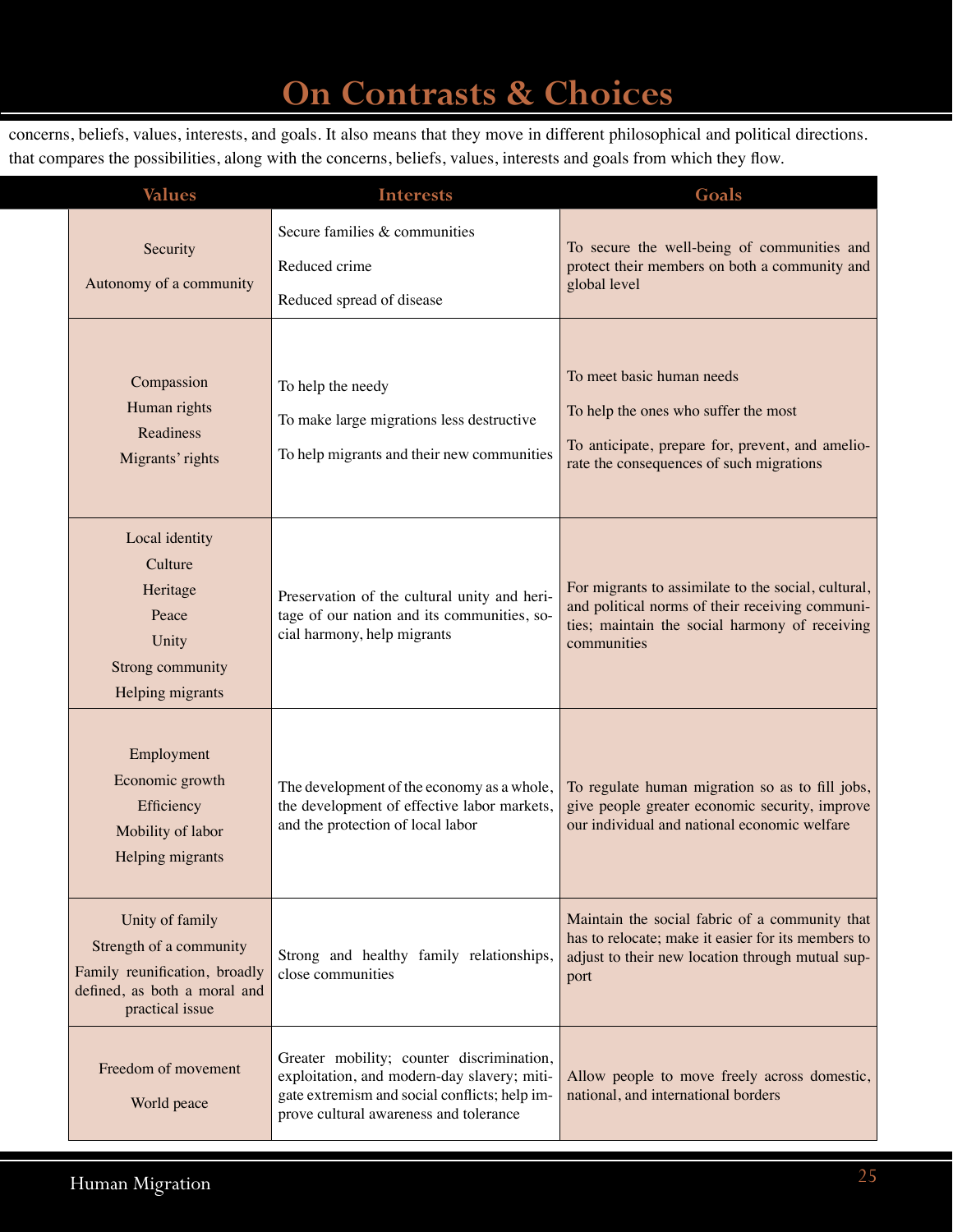# On Contrasts & Choices

concerns, beliefs, values, interests, and goals. It also means that they move in different philosophical and political directions. that compares the possibilities, along with the concerns, beliefs, values, interests and goals from which they flow.

| Values | Interests | Goals |
|---|---|---|
| Security<br>Autonomy of a community | Secure families & communities<br>Reduced crime<br>Reduced spread of disease | To secure the well-being of communities and protect their members on both a community and global level |
| Compassion<br>Human rights<br>Readiness<br>Migrants' rights | To help the needy<br>To make large migrations less destructive<br>To help migrants and their new communities | To meet basic human needs<br>To help the ones who suffer the most<br>To anticipate, prepare for, prevent, and ameliorate the consequences of such migrations |
| Local identity<br>Culture<br>Heritage<br>Peace<br>Unity<br>Strong community<br>Helping migrants | Preservation of the cultural unity and heritage of our nation and its communities, social harmony, help migrants | For migrants to assimilate to the social, cultural, and political norms of their receiving communities; maintain the social harmony of receiving communities |
| Employment<br>Economic growth<br>Efficiency<br>Mobility of labor<br>Helping migrants | The development of the economy as a whole, the development of effective labor markets, and the protection of local labor | To regulate human migration so as to fill jobs, give people greater economic security, improve our individual and national economic welfare |
| Unity of family<br>Strength of a community<br>Family reunification, broadly defined, as both a moral and practical issue | Strong and healthy family relationships, close communities | Maintain the social fabric of a community that has to relocate; make it easier for its members to adjust to their new location through mutual support |
| Freedom of movement<br>World peace | Greater mobility; counter discrimination, exploitation, and modern-day slavery; mitigate extremism and social conflicts; help improve cultural awareness and tolerance | Allow people to move freely across domestic, national, and international borders |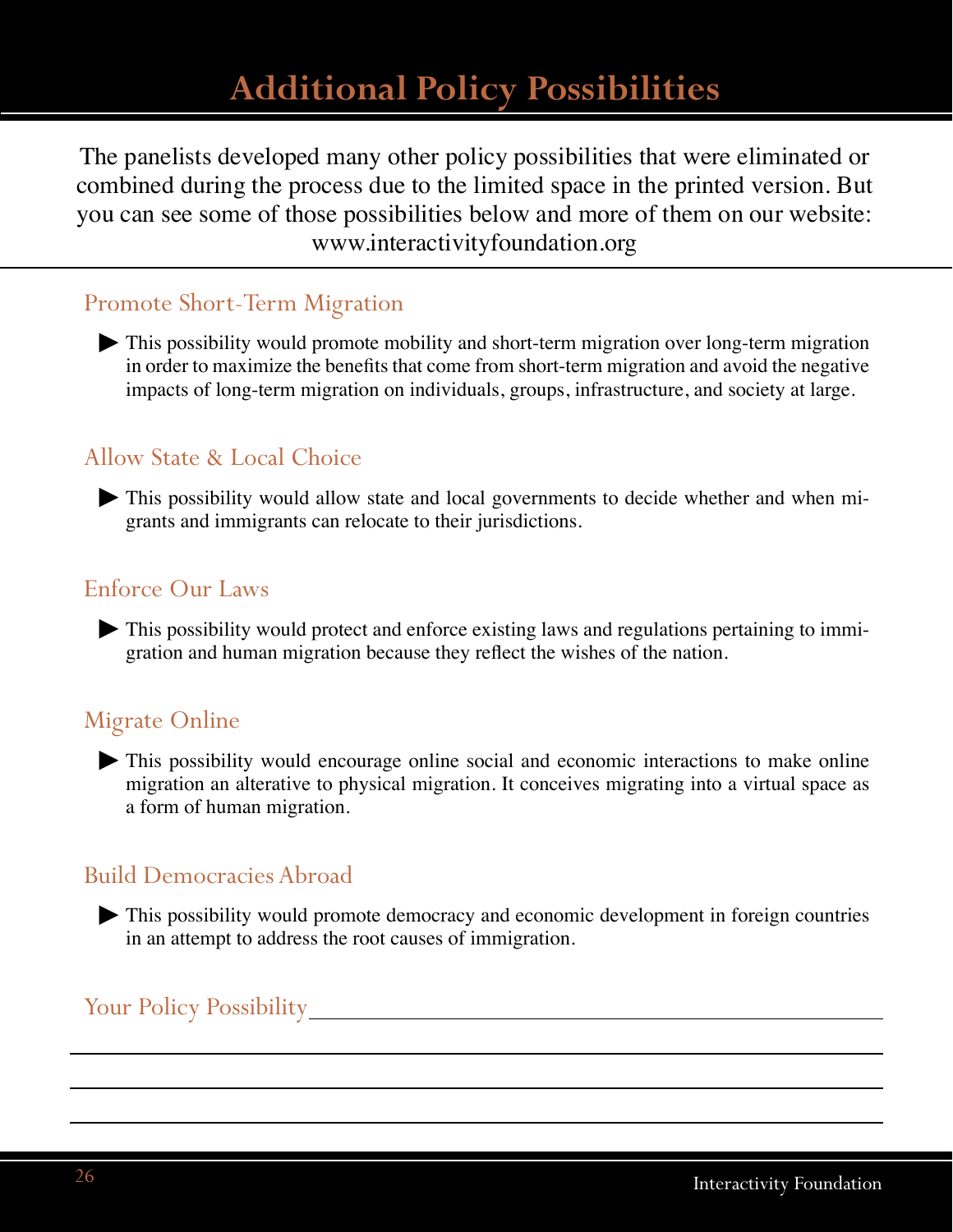# Additional Policy Possibilities

The panelists developed many other policy possibilities that were eliminated or combined during the process due to the limited space in the printed version. But you can see some of those possibilities below and more of them on our website: www.interactivityfoundation.org

## Promote Short-Term Migration

- This possibility would promote mobility and short-term migration over long-term migration in order to maximize the benefits that come from short-term migration and avoid the negative impacts of long-term migration on individuals, groups, infrastructure, and society at large.

## Allow State & Local Choice

- This possibility would allow state and local governments to decide whether and when migrants and immigrants can relocate to their jurisdictions.

## Enforce Our Laws

- This possibility would protect and enforce existing laws and regulations pertaining to immigration and human migration because they reflect the wishes of the nation.

## Migrate Online

- This possibility would encourage online social and economic interactions to make online migration an alterative to physical migration. It conceives migrating into a virtual space as a form of human migration.

## Build Democracies Abroad

- This possibility would promote democracy and economic development in foreign countries in an attempt to address the root causes of immigration.

## Your Policy Possibility ____________________

____________________

____________________

____________________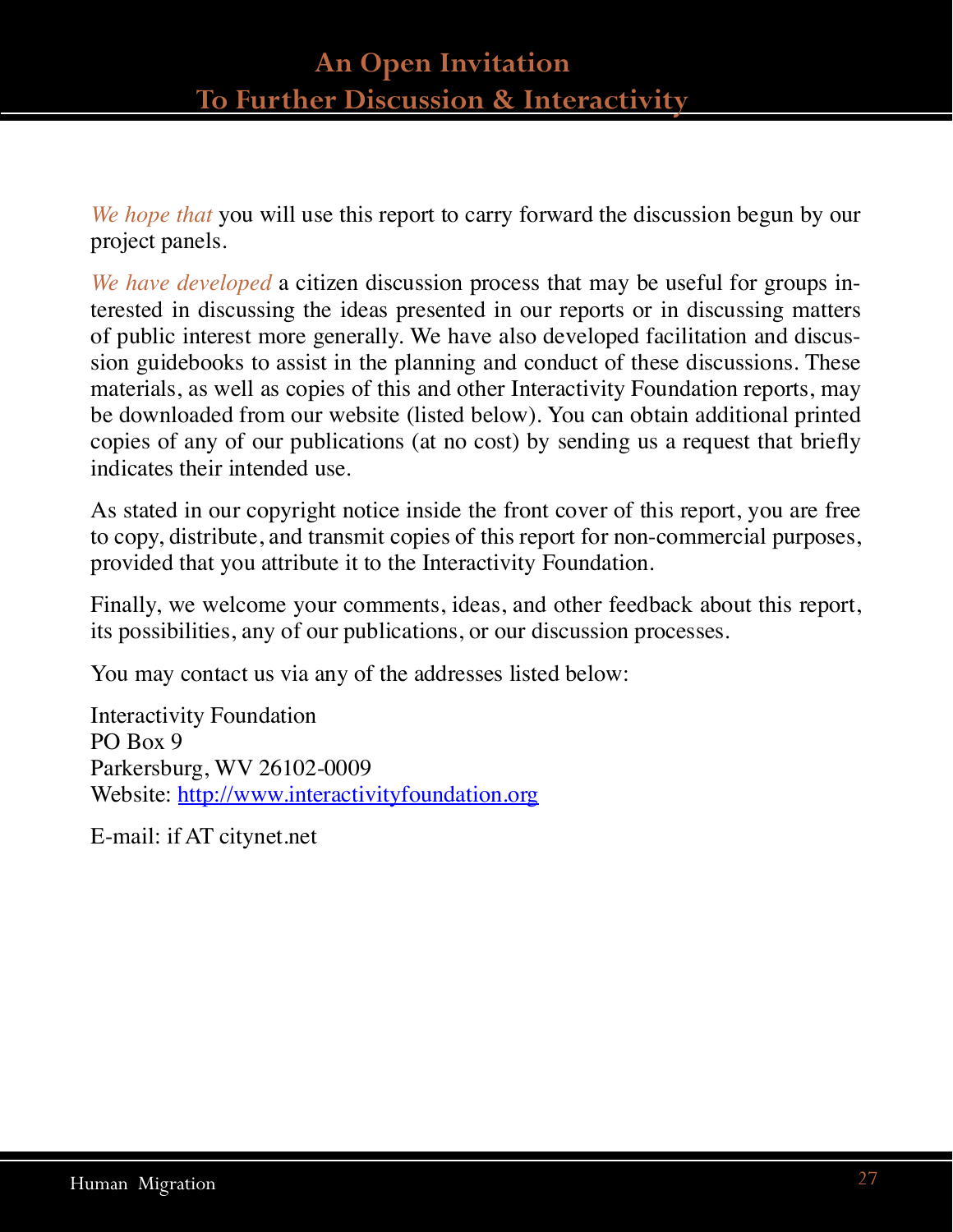# An Open Invitation To Further Discussion & Interactivity

*We hope that* you will use this report to carry forward the discussion begun by our project panels.

*We have developed* a citizen discussion process that may be useful for groups interested in discussing the ideas presented in our reports or in discussing matters of public interest more generally. We have also developed facilitation and discussion guidebooks to assist in the planning and conduct of these discussions. These materials, as well as copies of this and other Interactivity Foundation reports, may be downloaded from our website (listed below). You can obtain additional printed copies of any of our publications (at no cost) by sending us a request that briefly indicates their intended use.

As stated in our copyright notice inside the front cover of this report, you are free to copy, distribute, and transmit copies of this report for non-commercial purposes, provided that you attribute it to the Interactivity Foundation.

Finally, we welcome your comments, ideas, and other feedback about this report, its possibilities, any of our publications, or our discussion processes.

You may contact us via any of the addresses listed below:

Interactivity Foundation
PO Box 9
Parkersburg, WV 26102-0009
Website: [http://www.interactivityfoundation.org](http://www.interactivityfoundation.org)

E-mail: if AT citynet.net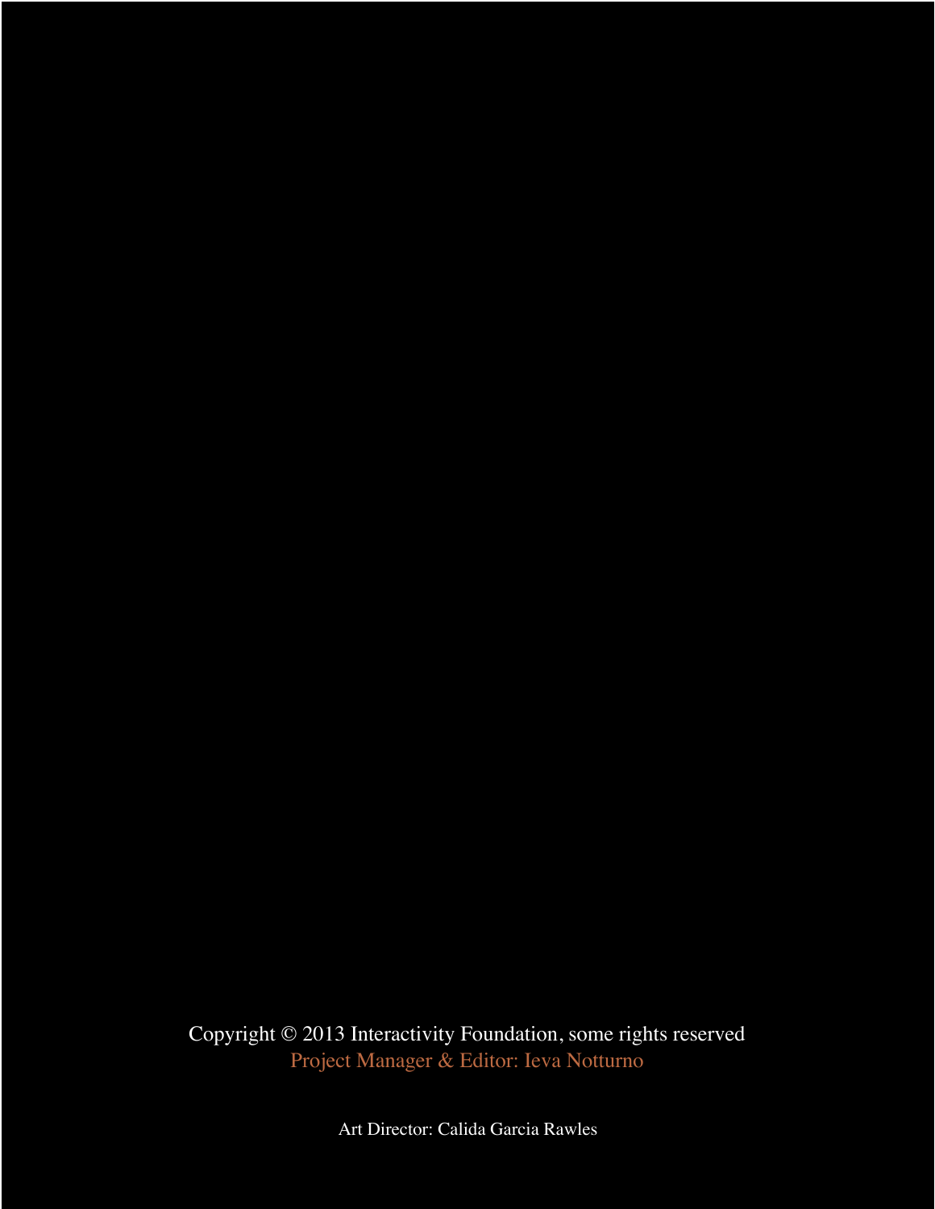Copyright © 2013 Interactivity Foundation, some rights reserved

Project Manager & Editor: Ieva Notturno

Art Director: Calida Garcia Rawles